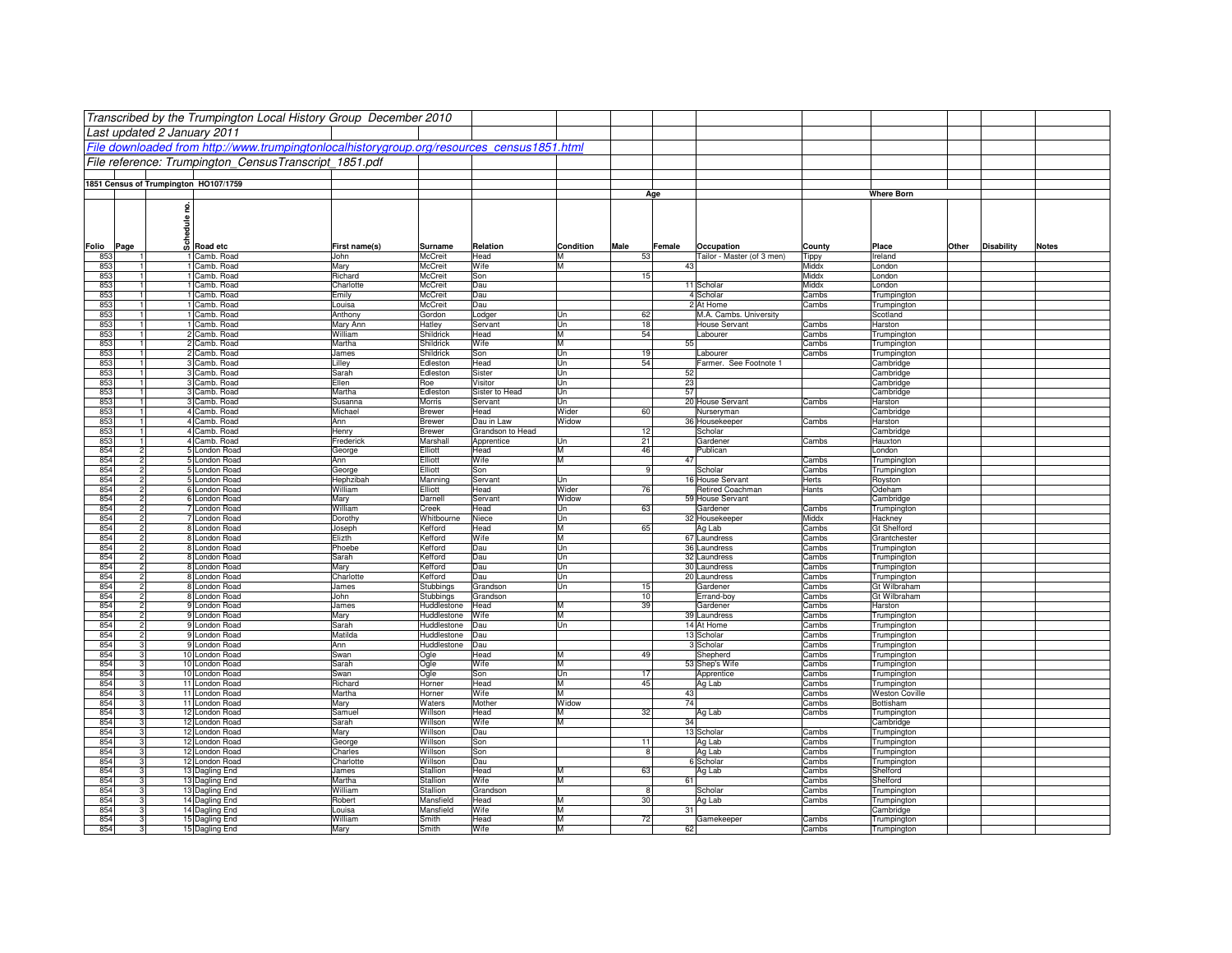*Transcribed by the Trumpington Local History Group December 2010*

*Last updated 2 January 2011*

*File downloaded from http://www.trumpingtonlocalhistorygroup.org/resources_census1851.html*

*File reference: Trumpington_CensusTranscript_1851.pdf*

**1851 Census of Trumpington HO107/1759**

| Folio | Page | Schedule no. | Road etc | First name(s) | Surname | Relation | Condition | Age Male | Age Female | Occupation | Where Born County | Where Born Place | Other | Disability | Notes |
|---|---|---|---|---|---|---|---|---|---|---|---|---|---|---|---|
| 853 | 1 | 1 | Camb. Road | John | McCreit | Head | M | 53 | | Tailor - Master (of 3 men) | Tippy | Ireland | | | |
| 853 | 1 | 1 | Camb. Road | Mary | McCreit | Wife | M | | 43 | | Middx | London | | | |
| 853 | 1 | 1 | Camb. Road | Richard | McCreit | Son | | 15 | | | Middx | London | | | |
| 853 | 1 | 1 | Camb. Road | Charlotte | McCreit | Dau | | | 11 | Scholar | Middx | London | | | |
| 853 | 1 | 1 | Camb. Road | Emily | McCreit | Dau | | | 4 | Scholar | Cambs | Trumpington | | | |
| 853 | 1 | 1 | Camb. Road | Louisa | McCreit | Dau | | | 2 | At Home | Cambs | Trumpington | | | |
| 853 | 1 | 1 | Camb. Road | Anthony | Gordon | Lodger | Un | 62 | | M.A. Cambs. University | | Scotland | | | |
| 853 | 1 | 1 | Camb. Road | Mary Ann | Hatley | Servant | Un | 18 | | House Servant | Cambs | Harston | | | |
| 853 | 1 | 2 | Camb. Road | William | Shildrick | Head | M | 54 | | Labourer | Cambs | Trumpington | | | |
| 853 | 1 | 2 | Camb. Road | Martha | Shildrick | Wife | M | | 55 | | Cambs | Trumpington | | | |
| 853 | 1 | 2 | Camb. Road | James | Shildrick | Son | Un | 19 | | Labourer | Cambs | Trumpington | | | |
| 853 | 1 | 3 | Camb. Road | Lilley | Edleston | Head | Un | 54 | | Farmer. See Footnote 1 | | Cambridge | | | |
| 853 | 1 | 3 | Camb. Road | Sarah | Edleston | Sister | Un | | 52 | | | Cambridge | | | |
| 853 | 1 | 3 | Camb. Road | Ellen | Roe | Visitor | Un | | 23 | | | Cambridge | | | |
| 853 | 1 | 3 | Camb. Road | Martha | Edleston | Sister to Head | Un | | 57 | | | Cambridge | | | |
| 853 | 1 | 3 | Camb. Road | Susanna | Morris | Servant | Un | | 20 | House Servant | Cambs | Harston | | | |
| 853 | 1 | 4 | Camb. Road | Michael | Brewer | Head | Wider | 60 | | Nurseryman | | Cambridge | | | |
| 853 | 1 | 4 | Camb. Road | Ann | Brewer | Dau in Law | Widow | | 36 | Housekeeper | Cambs | Harston | | | |
| 853 | 1 | 4 | Camb. Road | Henry | Brewer | Grandson to Head | | 12 | | Scholar | | Cambridge | | | |
| 853 | 1 | 4 | Camb. Road | Frederick | Marshall | Apprentice | Un | 21 | | Gardener | Cambs | Hauxton | | | |
| 854 | 2 | 5 | London Road | George | Elliott | Head | M | 46 | | Publican | | London | | | |
| 854 | 2 | 5 | London Road | Ann | Elliott | Wife | M | | 47 | | Cambs | Trumpington | | | |
| 854 | 2 | 5 | London Road | George | Elliott | Son | | 9 | | Scholar | Cambs | Trumpington | | | |
| 854 | 2 | 5 | London Road | Hephzibah | Manning | Servant | Un | | 16 | House Servant | Herts | Royston | | | |
| 854 | 2 | 6 | London Road | William | Elliott | Head | Wider | 76 | | Retired Coachman | Hants | Odeham | | | |
| 854 | 2 | 6 | London Road | Mary | Darnell | Servant | Widow | | 59 | House Servant | | Cambridge | | | |
| 854 | 2 | 7 | London Road | William | Creek | Head | Un | 63 | | Gardener | Cambs | Trumpington | | | |
| 854 | 2 | 7 | London Road | Dorothy | Whitbourne | Niece | Un | | 32 | Housekeeper | Middx | Hackney | | | |
| 854 | 2 | 8 | London Road | Joseph | Kefford | Head | M | 65 | | Ag Lab | Cambs | Gt Shelford | | | |
| 854 | 2 | 8 | London Road | Elizth | Kefford | Wife | M | | 67 | Laundress | Cambs | Grantchester | | | |
| 854 | 2 | 8 | London Road | Phoebe | Kefford | Dau | Un | | 36 | Laundress | Cambs | Trumpington | | | |
| 854 | 2 | 8 | London Road | Sarah | Kefford | Dau | Un | | 32 | Laundress | Cambs | Trumpington | | | |
| 854 | 2 | 8 | London Road | Mary | Kefford | Dau | Un | | 30 | Laundress | Cambs | Trumpington | | | |
| 854 | 2 | 8 | London Road | Charlotte | Kefford | Dau | Un | | 20 | Laundress | Cambs | Trumpington | | | |
| 854 | 2 | 8 | London Road | James | Stubbings | Grandson | Un | 15 | | Gardener | Cambs | Gt Wilbraham | | | |
| 854 | 2 | 8 | London Road | John | Stubbings | Grandson | | 10 | | Errand-boy | Cambs | Gt Wilbraham | | | |
| 854 | 2 | 9 | London Road | James | Huddlestone | Head | M | 39 | | Gardener | Cambs | Harston | | | |
| 854 | 2 | 9 | London Road | Mary | Huddlestone | Wife | M | | 39 | Laundress | Cambs | Trumpington | | | |
| 854 | 2 | 9 | London Road | Sarah | Huddlestone | Dau | Un | | 14 | At Home | Cambs | Trumpington | | | |
| 854 | 2 | 9 | London Road | Matilda | Huddlestone | Dau | | | 13 | Scholar | Cambs | Trumpington | | | |
| 854 | 3 | 9 | London Road | Ann | Huddlestone | Dau | | | 3 | Scholar | Cambs | Trumpington | | | |
| 854 | 3 | 10 | London Road | Swan | Ogle | Head | M | 49 | | Shepherd | Cambs | Trumpington | | | |
| 854 | 3 | 10 | London Road | Sarah | Ogle | Wife | M | | 53 | Shep's Wife | Cambs | Trumpington | | | |
| 854 | 3 | 10 | London Road | Swan | Ogle | Son | Un | 17 | | Apprentice | Cambs | Trumpington | | | |
| 854 | 3 | 11 | London Road | Richard | Horner | Head | M | 45 | | Ag Lab | Cambs | Trumpington | | | |
| 854 | 3 | 11 | London Road | Martha | Horner | Wife | M | | 43 | | Cambs | Weston Coville | | | |
| 854 | 3 | 11 | London Road | Mary | Waters | Mother | Widow | | 74 | | Cambs | Bottisham | | | |
| 854 | 3 | 12 | London Road | Samuel | Willson | Head | M | 32 | | Ag Lab | Cambs | Trumpington | | | |
| 854 | 3 | 12 | London Road | Sarah | Willson | Wife | M | | 34 | | | Cambridge | | | |
| 854 | 3 | 12 | London Road | Mary | Willson | Dau | | | 13 | Scholar | Cambs | Trumpington | | | |
| 854 | 3 | 12 | London Road | George | Willson | Son | | 11 | | Ag Lab | Cambs | Trumpington | | | |
| 854 | 3 | 12 | London Road | Charles | Willson | Son | | 8 | | Ag Lab | Cambs | Trumpington | | | |
| 854 | 3 | 12 | London Road | Charlotte | Willson | Dau | | | 6 | Scholar | Cambs | Trumpington | | | |
| 854 | 3 | 13 | Dagling End | James | Stallion | Head | M | 63 | | Ag Lab | Cambs | Shelford | | | |
| 854 | 3 | 13 | Dagling End | Martha | Stallion | Wife | M | | 61 | | Cambs | Shelford | | | |
| 854 | 3 | 13 | Dagling End | William | Stallion | Grandson | | 8 | | Scholar | Cambs | Trumpington | | | |
| 854 | 3 | 14 | Dagling End | Robert | Mansfield | Head | M | 30 | | Ag Lab | Cambs | Trumpington | | | |
| 854 | 3 | 14 | Dagling End | Louisa | Mansfield | Wife | M | | 31 | | | Cambridge | | | |
| 854 | 3 | 15 | Dagling End | William | Smith | Head | M | 72 | | Gamekeeper | Cambs | Trumpington | | | |
| 854 | 3 | 15 | Dagling End | Mary | Smith | Wife | M | | 62 | | Cambs | Trumpington | | | |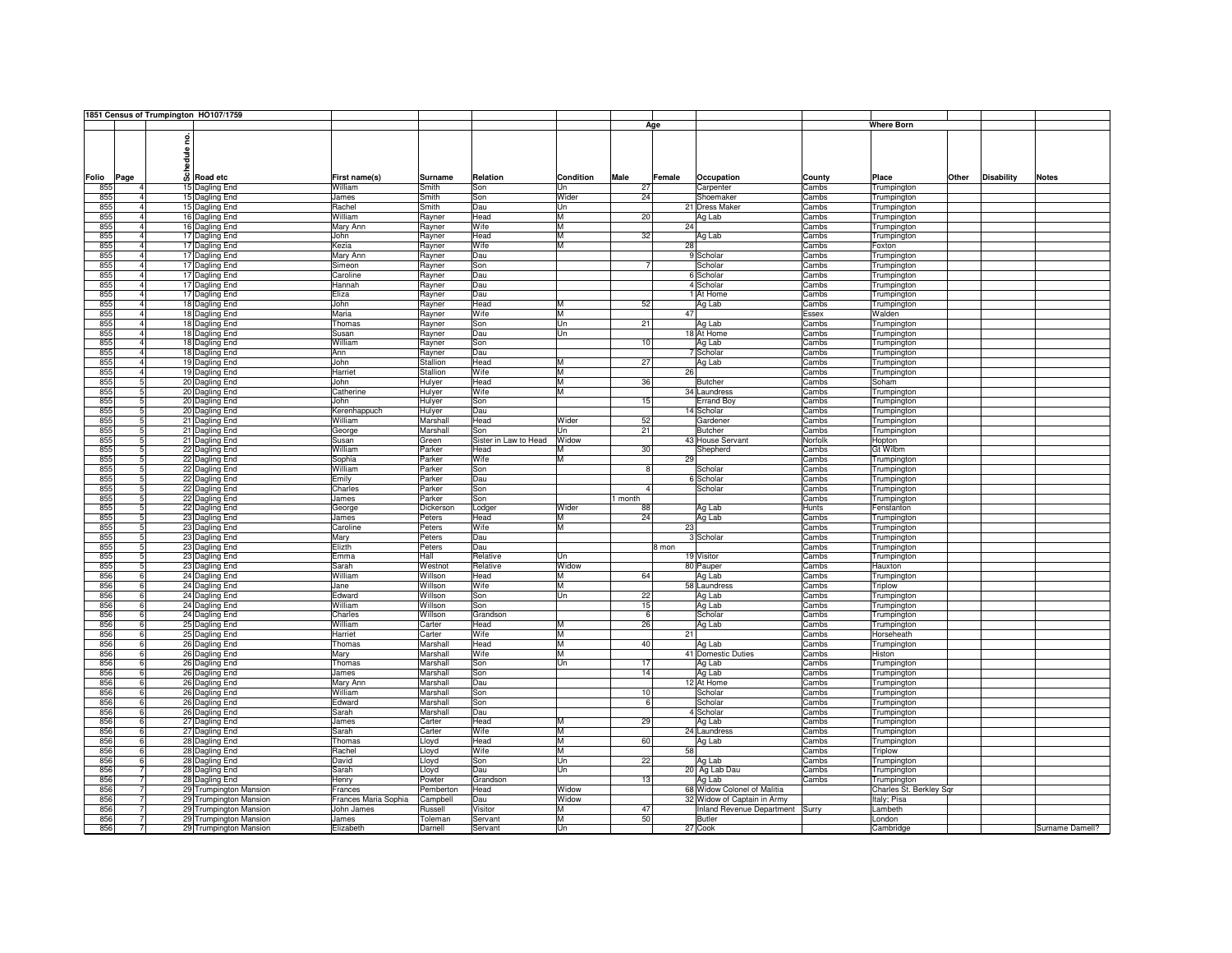## 1851 Census of Trumpington HO107/1759

| Folio | Page | Schedule no. | Road etc | First name(s) | Surname | Relation | Condition | Age Male | Age Female | Occupation | County | Where Born Place | Other | Disability | Notes |
|---|---|---|---|---|---|---|---|---|---|---|---|---|---|---|---|
| 855 | 4 | 15 | Dagling End | William | Smith | Son | Un | 27 | | Carpenter | Cambs | Trumpington | | | |
| 855 | 4 | 15 | Dagling End | James | Smith | Son | Wider | 24 | | Shoemaker | Cambs | Trumpington | | | |
| 855 | 4 | 15 | Dagling End | Rachel | Smith | Dau | Un | | 21 | Dress Maker | Cambs | Trumpington | | | |
| 855 | 4 | 16 | Dagling End | William | Rayner | Head | M | 20 | | Ag Lab | Cambs | Trumpington | | | |
| 855 | 4 | 16 | Dagling End | Mary Ann | Rayner | Wife | M | | 24 | | Cambs | Trumpington | | | |
| 855 | 4 | 17 | Dagling End | John | Rayner | Head | M | 32 | | Ag Lab | Cambs | Trumpington | | | |
| 855 | 4 | 17 | Dagling End | Kezia | Rayner | Wife | M | | 28 | | Cambs | Foxton | | | |
| 855 | 4 | 17 | Dagling End | Mary Ann | Rayner | Dau | | | 9 | Scholar | Cambs | Trumpington | | | |
| 855 | 4 | 17 | Dagling End | Simeon | Rayner | Son | | 7 | | Scholar | Cambs | Trumpington | | | |
| 855 | 4 | 17 | Dagling End | Caroline | Rayner | Dau | | | 6 | Scholar | Cambs | Trumpington | | | |
| 855 | 4 | 17 | Dagling End | Hannah | Rayner | Dau | | | 4 | Scholar | Cambs | Trumpington | | | |
| 855 | 4 | 17 | Dagling End | Eliza | Rayner | Dau | | | 1 | At Home | Cambs | Trumpington | | | |
| 855 | 4 | 18 | Dagling End | John | Rayner | Head | M | 52 | | Ag Lab | Cambs | Trumpington | | | |
| 855 | 4 | 18 | Dagling End | Maria | Rayner | Wife | M | | 47 | | Essex | Walden | | | |
| 855 | 4 | 18 | Dagling End | Thomas | Rayner | Son | Un | 21 | | Ag Lab | Cambs | Trumpington | | | |
| 855 | 4 | 18 | Dagling End | Susan | Rayner | Dau | Un | | 18 | At Home | Cambs | Trumpington | | | |
| 855 | 4 | 18 | Dagling End | William | Rayner | Son | | 10 | | Ag Lab | Cambs | Trumpington | | | |
| 855 | 4 | 18 | Dagling End | Ann | Rayner | Dau | | | 7 | Scholar | Cambs | Trumpington | | | |
| 855 | 4 | 19 | Dagling End | John | Stallion | Head | M | 27 | | Ag Lab | Cambs | Trumpington | | | |
| 855 | 4 | 19 | Dagling End | Harriet | Stallion | Wife | M | | 26 | | Cambs | Trumpington | | | |
| 855 | 5 | 20 | Dagling End | John | Hulyer | Head | M | 36 | | Butcher | Cambs | Soham | | | |
| 855 | 5 | 20 | Dagling End | Catherine | Hulyer | Wife | M | | 34 | Laundress | Cambs | Trumpington | | | |
| 855 | 5 | 20 | Dagling End | John | Hulyer | Son | | 15 | | Errand Boy | Cambs | Trumpington | | | |
| 855 | 5 | 20 | Dagling End | Kerenhappuch | Hulyer | Dau | | | 14 | Scholar | Cambs | Trumpington | | | |
| 855 | 5 | 21 | Dagling End | William | Marshall | Head | Wider | 52 | | Gardener | Cambs | Trumpington | | | |
| 855 | 5 | 21 | Dagling End | George | Marshall | Son | Un | 21 | | Butcher | Cambs | Trumpington | | | |
| 855 | 5 | 21 | Dagling End | Susan | Green | Sister in Law to Head | Widow | | 43 | House Servant | Norfolk | Hopton | | | |
| 855 | 5 | 22 | Dagling End | William | Parker | Head | M | 30 | | Shepherd | Cambs | Gt Wilbm | | | |
| 855 | 5 | 22 | Dagling End | Sophia | Parker | Wife | M | | 29 | | Cambs | Trumpington | | | |
| 855 | 5 | 22 | Dagling End | William | Parker | Son | | 8 | | Scholar | Cambs | Trumpington | | | |
| 855 | 5 | 22 | Dagling End | Emily | Parker | Dau | | | 6 | Scholar | Cambs | Trumpington | | | |
| 855 | 5 | 22 | Dagling End | Charles | Parker | Son | | 4 | | Scholar | Cambs | Trumpington | | | |
| 855 | 5 | 22 | Dagling End | James | Parker | Son | | 1 month | | | Cambs | Trumpington | | | |
| 855 | 5 | 22 | Dagling End | George | Dickerson | Lodger | Wider | 88 | | Ag Lab | Hunts | Fenstanton | | | |
| 855 | 5 | 23 | Dagling End | James | Peters | Head | M | 24 | | Ag Lab | Cambs | Trumpington | | | |
| 855 | 5 | 23 | Dagling End | Caroline | Peters | Wife | M | | 23 | | Cambs | Trumpington | | | |
| 855 | 5 | 23 | Dagling End | Mary | Peters | Dau | | | 3 | Scholar | Cambs | Trumpington | | | |
| 855 | 5 | 23 | Dagling End | Elizth | Peters | Dau | | | 8 mon | | Cambs | Trumpington | | | |
| 855 | 5 | 23 | Dagling End | Emma | Hall | Relative | Un | | 19 | Visitor | Cambs | Trumpington | | | |
| 855 | 5 | 23 | Dagling End | Sarah | Westnot | Relative | Widow | | 80 | Pauper | Cambs | Hauxton | | | |
| 856 | 6 | 24 | Dagling End | William | Willson | Head | M | 64 | | Ag Lab | Cambs | Trumpington | | | |
| 856 | 6 | 24 | Dagling End | Jane | Willson | Wife | M | | 58 | Laundress | Cambs | Triplow | | | |
| 856 | 6 | 24 | Dagling End | Edward | Willson | Son | Un | 22 | | Ag Lab | Cambs | Trumpington | | | |
| 856 | 6 | 24 | Dagling End | William | Willson | Son | | 15 | | Ag Lab | Cambs | Trumpington | | | |
| 856 | 6 | 24 | Dagling End | Charles | Willson | Grandson | | 6 | | Scholar | Cambs | Trumpington | | | |
| 856 | 6 | 25 | Dagling End | William | Carter | Head | M | 26 | | Ag Lab | Cambs | Trumpington | | | |
| 856 | 6 | 25 | Dagling End | Harriet | Carter | Wife | M | | 21 | | Cambs | Horseheath | | | |
| 856 | 6 | 26 | Dagling End | Thomas | Marshall | Head | M | 40 | | Ag Lab | Cambs | Trumpington | | | |
| 856 | 6 | 26 | Dagling End | Mary | Marshall | Wife | M | | 41 | Domestic Duties | Cambs | Histon | | | |
| 856 | 6 | 26 | Dagling End | Thomas | Marshall | Son | Un | 17 | | Ag Lab | Cambs | Trumpington | | | |
| 856 | 6 | 26 | Dagling End | James | Marshall | Son | | 14 | | Ag Lab | Cambs | Trumpington | | | |
| 856 | 6 | 26 | Dagling End | Mary Ann | Marshall | Dau | | | 12 | At Home | Cambs | Trumpington | | | |
| 856 | 6 | 26 | Dagling End | William | Marshall | Son | | 10 | | Scholar | Cambs | Trumpington | | | |
| 856 | 6 | 26 | Dagling End | Edward | Marshall | Son | | 6 | | Scholar | Cambs | Trumpington | | | |
| 856 | 6 | 26 | Dagling End | Sarah | Marshall | Dau | | | 4 | Scholar | Cambs | Trumpington | | | |
| 856 | 6 | 27 | Dagling End | James | Carter | Head | M | 29 | | Ag Lab | Cambs | Trumpington | | | |
| 856 | 6 | 27 | Dagling End | Sarah | Carter | Wife | M | | 24 | Laundress | Cambs | Trumpington | | | |
| 856 | 6 | 28 | Dagling End | Thomas | Lloyd | Head | M | 60 | | Ag Lab | Cambs | Trumpington | | | |
| 856 | 6 | 28 | Dagling End | Rachel | Lloyd | Wife | M | | 58 | | Cambs | Triplow | | | |
| 856 | 6 | 28 | Dagling End | David | Lloyd | Son | Un | 22 | | Ag Lab | Cambs | Trumpington | | | |
| 856 | 7 | 28 | Dagling End | Sarah | Lloyd | Dau | Un | | 20 | Ag Lab Dau | Cambs | Trumpington | | | |
| 856 | 7 | 28 | Dagling End | Henry | Powter | Grandson | | 13 | | Ag Lab | Cambs | Trumpington | | | |
| 856 | 7 | 29 | Trumpington Mansion | Frances | Pemberton | Head | Widow | | 68 | Widow Colonel of Malitia | | Charles St. Berkley Sqr | | | |
| 856 | 7 | 29 | Trumpington Mansion | Frances Maria Sophia | Campbell | Dau | Widow | | 32 | Widow of Captain in Army | | Italy; Pisa | | | |
| 856 | 7 | 29 | Trumpington Mansion | John James | Russell | Visitor | M | 47 | | Inland Revenue Department | Surry | Lambeth | | | |
| 856 | 7 | 29 | Trumpington Mansion | James | Toleman | Servant | M | 50 | | Butler | | London | | | |
| 856 | 7 | 29 | Trumpington Mansion | Elizabeth | Darnell | Servant | Un | | 27 | Cook | | Cambridge | | | Surname Damell? |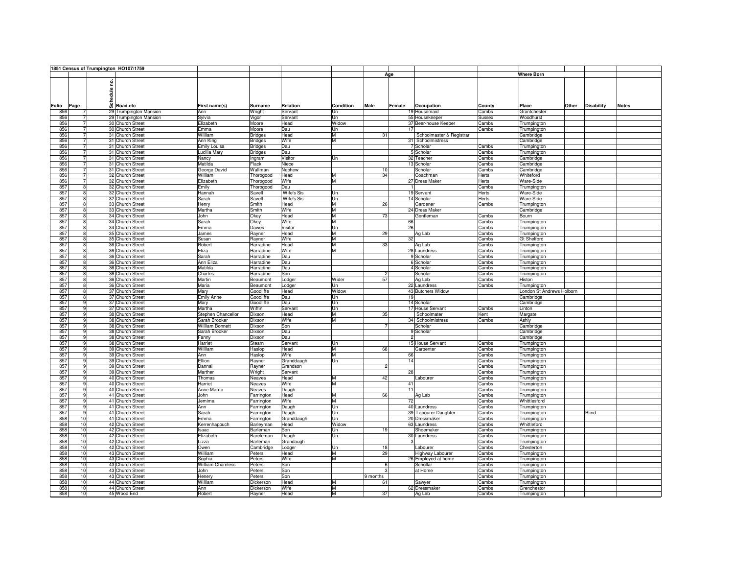| 1851 Census of Trumpington HO107/1759 | | | | | | | | | | | | | | | |
|---|---|---|---|---|---|---|---|---|---|---|---|---|---|---|---|
| | | | | | | | | Age | | | Where Born | | | | |
| Folio | Page | Schedule no. | Road etc | First name(s) | Surname | Relation | Condition | Male | Female | Occupation | County | Place | Other | Disability | Notes |
| 856 | 7 | 29 | Trumpington Mansion | Ann | Wright | Servant | Un | | 19 | Housemaid | Cambs | Grantchester | | | |
| 856 | 7 | 29 | Trumpington Mansion | Sylvia | Vigor | Servant | Un | | 55 | Housekeeper | Sussex | Woodhurst | | | |
| 856 | 7 | 30 | Church Street | Elizabeth | Moore | Head | Widow | | 37 | Beer-house Keeper | Cambs | Trumpington | | | |
| 856 | 7 | 30 | Church Street | Emma | Moore | Dau | Un | | 17 | | Cambs | Trumpington | | | |
| 856 | 7 | 31 | Church Street | William | Bridges | Head | M | 31 | | Schoolmaster & Registrar | | Cambridge | | | |
| 856 | 7 | 31 | Church Street | Ann King | Bridges | Wife | M | | 31 | Schoolmistress | | Cambridge | | | |
| 856 | 7 | 31 | Church Street | Emily Louisa | Bridges | Dau | | | 7 | Scholar | Cambs | Trumpington | | | |
| 856 | 7 | 31 | Church Street | Lucilla Mary | Bridges | Dau | | | 5 | Scholar | Cambs | Trumpington | | | |
| 856 | 7 | 31 | Church Street | Nancy | Ingram | Visitor | Un | | 32 | Teacher | Cambs | Cambridge | | | |
| 856 | 7 | 31 | Church Street | Matilda | Flack | Niece | | | 13 | Scholar | Cambs | Cambridge | | | |
| 856 | 7 | 31 | Church Street | George David | Wallman | Nephew | | 10 | | Scholar | Cambs | Cambridge | | | |
| 856 | 7 | 32 | Church Street | William | Thorogood | Head | M | 34 | | Coachman | Herts | Whiteford | | | |
| 856 | 7 | 32 | Church Street | Elizabeth | Thorogood | Wife | M | | 27 | Dress Maker | Herts | Ware-Side | | | |
| 857 | 8 | 32 | Church Street | Emily | Thorogood | Dau | | | 1 | | Cambs | Trumpington | | | |
| 857 | 8 | 32 | Church Street | Hannah | Savell | Wife's Sis | Un | | 19 | Servant | Herts | Ware-Side | | | |
| 857 | 8 | 32 | Church Street | Sarah | Savell | Wife's Sis | Un | | 14 | Scholar | Herts | Ware-Side | | | |
| 857 | 8 | 33 | Church Street | Henry | Smith | Head | M | 26 | | Gardener | Cambs | Trumpington | | | |
| 857 | 8 | 33 | Church Street | Martha | Smith | Wife | M | | 24 | Dress Maker | | Cambridge | | | |
| 857 | 8 | 34 | Church Street | John | Okey | Head | M | 73 | | Gentleman | Cambs | Bourn | | | |
| 857 | 8 | 34 | Church Street | Sarah | Okey | Wife | M | | 66 | | Cambs | Trumpington | | | |
| 857 | 8 | 34 | Church Street | Emma | Dawes | Visitor | Un | | 26 | | Cambs | Trumpington | | | |
| 857 | 8 | 35 | Church Street | James | Rayner | Head | M | 29 | | Ag Lab | Cambs | Trumpington | | | |
| 857 | 8 | 35 | Church Street | Susan | Rayner | Wife | M | | 32 | | Cambs | Gt Shelford | | | |
| 857 | 8 | 36 | Church Street | Robert | Harradine | Head | M | 33 | | Ag Lab | Cambs | Trumpington | | | |
| 857 | 8 | 36 | Church Street | Eliza | Harradine | Wife | M | | 28 | Laundress | Cambs | Trumpington | | | |
| 857 | 8 | 36 | Church Street | Sarah | Harradine | Dau | | | 9 | Scholar | Cambs | Trumpington | | | |
| 857 | 8 | 36 | Church Street | Ann Eliza | Harradine | Dau | | | 6 | Scholar | Cambs | Trumpington | | | |
| 857 | 8 | 36 | Church Street | Matilda | Harradine | Dau | | | 4 | Scholar | Cambs | Trumpington | | | |
| 857 | 8 | 36 | Church Street | Charles | Harradine | Son | | 2 | | Scholar | Cambs | Trumpington | | | |
| 857 | 8 | 36 | Church Street | Martin | Beaumont | Lodger | Wider | 57 | | Ag Lab | Cambs | Histon | | | |
| 857 | 8 | 36 | Church Street | Maria | Beaumont | Lodger | Un | | 22 | Laundress | Cambs | Trumpington | | | |
| 857 | 8 | 37 | Church Street | Mary | Goodliffe | Head | Widow | | 43 | Butchers Widow | | London St Andrews Holborn | | | |
| 857 | 8 | 37 | Church Street | Emily Anne | Goodliffe | Dau | Un | | 19 | | | Cambridge | | | |
| 857 | 9 | 37 | Church Street | Mary | Goodliffe | Dau | Un | | 14 | Scholar | | Cambridge | | | |
| 857 | 9 | 37 | Church Street | Martha | Wiffin | Servant | Un | | 17 | House Servant | Cambs | Linton | | | |
| 857 | 9 | 38 | Church Street | Stephen Chancellor | Dixson | Head | M | 35 | | Schoolmater | Kent | Margate | | | |
| 857 | 9 | 38 | Church Street | Sarah Brooker | Dixson | Wife | M | | 34 | Schoolmistress | Cambs | Ashly | | | |
| 857 | 9 | 38 | Church Street | William Bonnett | Dixson | Son | | 7 | | Scholar | | Cambridge | | | |
| 857 | 9 | 38 | Church Street | Sarah Brooker | Dixson | Dau | | | 9 | Scholar | | Cambridge | | | |
| 857 | 9 | 38 | Church Street | Fanny | Dixson | Dau | | | 2 | | | Cambridge | | | |
| 857 | 9 | 38 | Church Street | Harriet | Stearn | Servant | Un | | 15 | House Servant | Cambs | Trumpington | | | |
| 857 | 9 | 39 | Church Street | William | Haslop | Head | M | 68 | | Carpenter | Cambs | Trumpington | | | |
| 857 | 9 | 39 | Church Street | Ann | Haslop | Wife | M | | 66 | | Cambs | Trumpington | | | |
| 857 | 9 | 39 | Church Street | Ellion | Rayner | Granddaugh | Un | | 14 | | Cambs | Trumpington | | | |
| 857 | 9 | 39 | Church Street | Dannal | Rayner | Grandson | | 2 | | | Cambs | Trumpington | | | |
| 857 | 9 | 39 | Church Street | Marther | Wright | Servant | | | 28 | | Cambs | Trumpington | | | |
| 857 | 9 | 40 | Church Street | Thomas | Neaves | Head | M | 42 | | Labourer | Cambs | Trumpington | | | |
| 857 | 9 | 40 | Church Street | Harriet | Neaves | Wife | M | | 41 | | Cambs | Trumpington | | | |
| 857 | 9 | 40 | Church Street | Anne Marria | Neaves | Daugh | | | 11 | | Cambs | Trumpington | | | |
| 857 | 9 | 41 | Church Street | John | Farrington | Head | M | 66 | | Ag Lab | Cambs | Trumpington | | | |
| 857 | 9 | 41 | Church Street | Jemima | Farrington | Wife | M | | 72 | | Cambs | Whittlesford | | | |
| 857 | 9 | 41 | Church Street | Ann | Farrington | Daugh | Un | | 40 | Laundress | Cambs | Trumpington | | | |
| 857 | 9 | 41 | Church Street | Sarah | Farrington | Daugh | Un | | 39 | Labourer Daughter | Cambs | Trumpington | | Blind | |
| 858 | 10 | 41 | Church Street | Emma | Farrington | Granddaugh | Un | | 20 | Dressmaker | Cambs | Trumpington | | | |
| 858 | 10 | 42 | Church Street | Kerrenhappuch | Barleyman | Head | Widow | | 63 | Laundress | Cambs | Whittleford | | | |
| 858 | 10 | 42 | Church Street | Isaac | Barleman | Son | Un | 19 | | Shoemaker | Cambs | Trumpington | | | |
| 858 | 10 | 42 | Church Street | Elizabeth | Bareleman | Daugh | Un | | 30 | Laundress | Cambs | Trumpington | | | |
| 858 | 10 | 42 | Church Street | Lizza | Barleman | Grandaugh | | | 3 | | Cambs | Trumpington | | | |
| 858 | 10 | 42 | Church Street | Owen | Cambridge | Lodger | Un | 18 | | Labourer | Cambs | Chesterton | | | |
| 858 | 10 | 43 | Church Street | William | Peters | Head | M | 29 | | Highway Labourer | Cambs | Trumpington | | | |
| 858 | 10 | 43 | Church Street | Sophia | Peters | Wife | M | | 26 | Employed at home | Cambs | Trumpington | | | |
| 858 | 10 | 43 | Church Street | William Chareless | Peters | Son | | 6 | | Schollar | Cambs | Trumpington | | | |
| 858 | 10 | 43 | Church Street | John | Peters | Son | | 3 | | at Home | Cambs | Trumpington | | | |
| 858 | 10 | 43 | Church Street | Henery | Peters | Son | | 9 months | | | Cambs | Trumpington | | | |
| 858 | 10 | 44 | Church Street | William | Dickerson | Head | M | 61 | | Sawyer | Cambs | Trumpington | | | |
| 858 | 10 | 44 | Church Street | Ann | Dickerson | Wife | M | | 62 | Dressmaker | Cambs | Grenchestor | | | |
| 858 | 10 | 45 | Wood End | Robert | Rayner | Head | M | 37 | | Ag Lab | Cambs | Trumpington | | | |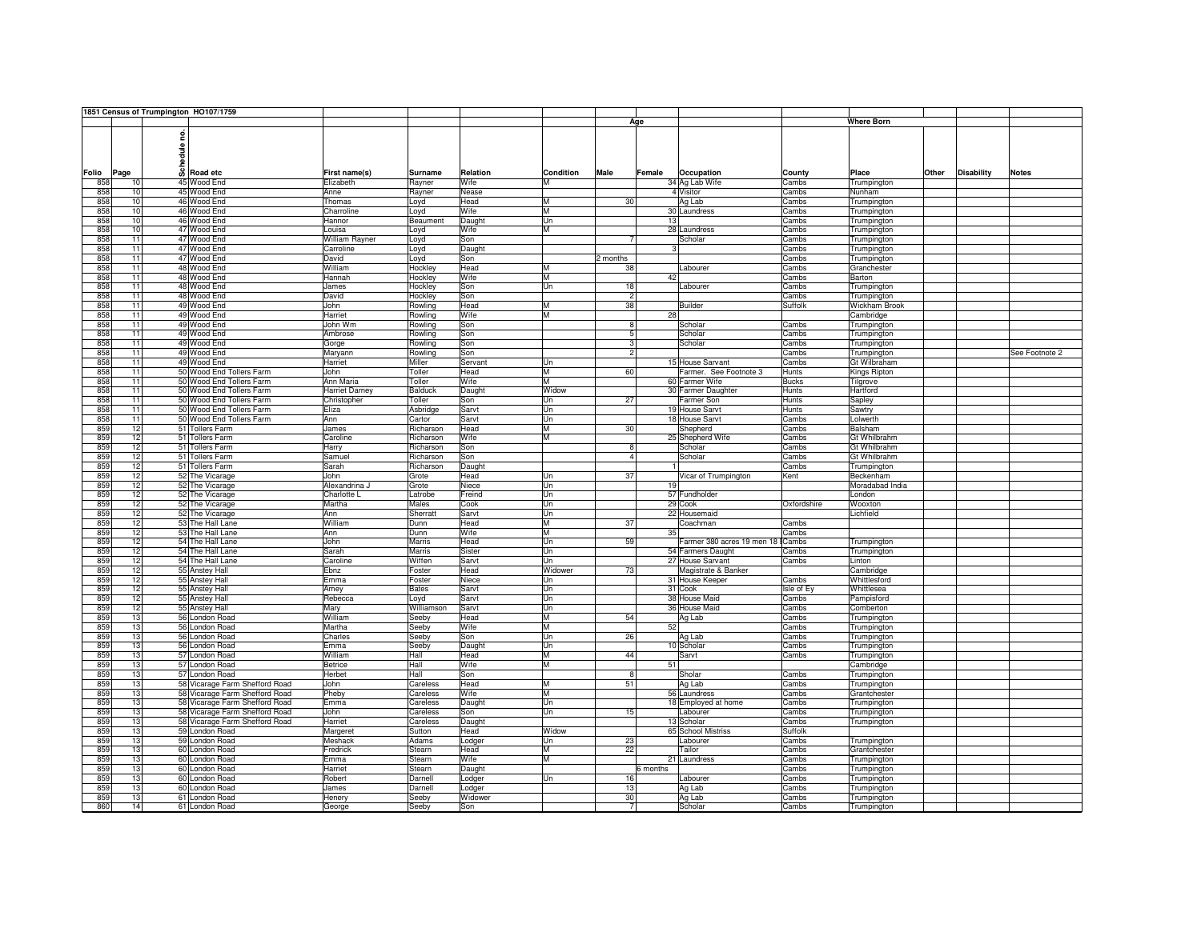## 1851 Census of Trumpington HO107/1759

| Folio | Page | Schedule no. | Road etc | First name(s) | Surname | Relation | Condition | Age Male | Age Female | Occupation | County | Where Born Place | Other | Disability | Notes |
|---|---|---|---|---|---|---|---|---|---|---|---|---|---|---|---|
| 858 | 10 | 45 | Wood End | Elizabeth | Rayner | Wife | M | | 34 | Ag Lab Wife | Cambs | Trumpington | | | |
| 858 | 10 | 45 | Wood End | Anne | Rayner | Nease | | | 4 | Visitor | Cambs | Nunham | | | |
| 858 | 10 | 46 | Wood End | Thomas | Loyd | Head | M | 30 | | Ag Lab | Cambs | Trumpington | | | |
| 858 | 10 | 46 | Wood End | Charroline | Loyd | Wife | M | | 30 | Laundress | Cambs | Trumpington | | | |
| 858 | 10 | 46 | Wood End | Hannor | Beaumont | Daught | Un | | 13 | | Cambs | Trumpington | | | |
| 858 | 10 | 47 | Wood End | Louisa | Loyd | Wife | M | | 28 | Laundress | Cambs | Trumpington | | | |
| 858 | 11 | 47 | Wood End | William Rayner | Loyd | Son | | 7 | | Scholar | Cambs | Trumpington | | | |
| 858 | 11 | 47 | Wood End | Carroline | Loyd | Daught | | | 3 | | Cambs | Trumpington | | | |
| 858 | 11 | 47 | Wood End | David | Loyd | Son | | 2 months | | | Cambs | Trumpington | | | |
| 858 | 11 | 48 | Wood End | William | Hockley | Head | M | 38 | | Labourer | Cambs | Granchester | | | |
| 858 | 11 | 48 | Wood End | Hannah | Hockley | Wife | M | | 42 | | Cambs | Barton | | | |
| 858 | 11 | 48 | Wood End | James | Hockley | Son | Un | 18 | | Labourer | Cambs | Trumpington | | | |
| 858 | 11 | 48 | Wood End | David | Hockley | Son | | 2 | | | Cambs | Trumpington | | | |
| 858 | 11 | 49 | Wood End | John | Rowling | Head | M | 38 | | Builder | Suffolk | Wickham Brook | | | |
| 858 | 11 | 49 | Wood End | Harriet | Rowling | Wife | M | | 28 | | | Cambridge | | | |
| 858 | 11 | 49 | Wood End | John Wm | Rowling | Son | | 8 | | Scholar | Cambs | Trumpington | | | |
| 858 | 11 | 49 | Wood End | Ambrose | Rowling | Son | | 5 | | Scholar | Cambs | Trumpington | | | |
| 858 | 11 | 49 | Wood End | Gorge | Rowling | Son | | 3 | | Scholar | Cambs | Trumpington | | | |
| 858 | 11 | 49 | Wood End | Maryann | Rowling | Son | | 2 | | | Cambs | Trumpington | | | See Footnote 2 |
| 858 | 11 | 49 | Wood End | Harriet | Miller | Servant | Un | | 15 | House Servant | Cambs | Gt Wilbraham | | | |
| 858 | 11 | 50 | Wood End Tollers Farm | John | Toller | Head | M | 60 | | Farmer. See Footnote 3 | Hunts | Kings Ripton | | | |
| 858 | 11 | 50 | Wood End Tollers Farm | Ann Maria | Toller | Wife | M | | 60 | Farmer Wife | Bucks | Tilgrove | | | |
| 858 | 11 | 50 | Wood End Tollers Farm | Harriet Darney | Balduck | Daught | Widow | | 30 | Farmer Daughter | Hunts | Hartford | | | |
| 858 | 11 | 50 | Wood End Tollers Farm | Christopher | Toller | Son | Un | 27 | | Farmer Son | Hunts | Sapley | | | |
| 858 | 11 | 50 | Wood End Tollers Farm | Eliza | Asbridge | Sarvt | Un | | 19 | House Sarvt | Hunts | Sawtry | | | |
| 858 | 11 | 50 | Wood End Tollers Farm | Ann | Cartor | Sarvt | Un | | 18 | House Sarvt | Cambs | Lolwerth | | | |
| 859 | 12 | 51 | Tollers Farm | James | Richarson | Head | M | 30 | | Shepherd | Cambs | Balsham | | | |
| 859 | 12 | 51 | Tollers Farm | Caroline | Richarson | Wife | M | | 25 | Shepherd Wife | Cambs | Gt Whilbrahm | | | |
| 859 | 12 | 51 | Tollers Farm | Harry | Richarson | Son | | 8 | | Scholar | Cambs | Gt Whilbrahm | | | |
| 859 | 12 | 51 | Tollers Farm | Samuel | Richarson | Son | | 4 | | Scholar | Cambs | Gt Whilbrahm | | | |
| 859 | 12 | 51 | Tollers Farm | Sarah | Richarson | Daught | | | 1 | | Cambs | Trumpington | | | |
| 859 | 12 | 52 | The Vicarage | John | Grote | Head | Un | 37 | | Vicar of Trumpington | Kent | Beckenham | | | |
| 859 | 12 | 52 | The Vicarage | Alexandrina J | Grote | Niece | Un | | 19 | | | Moradabad India | | | |
| 859 | 12 | 52 | The Vicarage | Charlotte L | Latrobe | Freind | Un | | 57 | Fundholder | | London | | | |
| 859 | 12 | 52 | The Vicarage | Martha | Males | Cook | Un | | 29 | Cook | Oxfordshire | Wooxton | | | |
| 859 | 12 | 52 | The Vicarage | Ann | Sherratt | Sarvt | Un | | 22 | Housemaid | | Lichfield | | | |
| 859 | 12 | 53 | The Hall Lane | William | Dunn | Head | M | 37 | | Coachman | Cambs | | | | |
| 859 | 12 | 53 | The Hall Lane | Ann | Dunn | Wife | M | | 35 | | Cambs | | | | |
| 859 | 12 | 54 | The Hall Lane | John | Marris | Head | Un | 59 | | Farmer 380 acres 19 men 18 l | Cambs | Trumpington | | | |
| 859 | 12 | 54 | The Hall Lane | Sarah | Marris | Sister | Un | | 54 | Farmers Daught | Cambs | Trumpington | | | |
| 859 | 12 | 54 | The Hall Lane | Caroline | Wiffen | Sarvt | Un | | 27 | House Servant | Cambs | Linton | | | |
| 859 | 12 | 55 | Anstey Hall | Ebnz | Foster | Head | Widower | 73 | | Magistrate & Banker | | Cambridge | | | |
| 859 | 12 | 55 | Anstey Hall | Emma | Foster | Niece | Un | | 31 | House Keeper | Cambs | Whittlesford | | | |
| 859 | 12 | 55 | Anstey Hall | Amey | Bates | Sarvt | Un | | 31 | Cook | Isle of Ey | Whittlesea | | | |
| 859 | 12 | 55 | Anstey Hall | Rebecca | Loyd | Sarvt | Un | | 38 | House Maid | Cambs | Pampisford | | | |
| 859 | 12 | 55 | Anstey Hall | Mary | Williamson | Sarvt | Un | | 36 | House Maid | Cambs | Comberton | | | |
| 859 | 13 | 56 | London Road | William | Seeby | Head | M | 54 | | Ag Lab | Cambs | Trumpington | | | |
| 859 | 13 | 56 | London Road | Martha | Seeby | Wife | M | | 52 | | Cambs | Trumpington | | | |
| 859 | 13 | 56 | London Road | Charles | Seeby | Son | Un | 26 | | Ag Lab | Cambs | Trumpington | | | |
| 859 | 13 | 56 | London Road | Emma | Seeby | Daught | Un | | 10 | Scholar | Cambs | Trumpington | | | |
| 859 | 13 | 57 | London Road | William | Hall | Head | M | 44 | | Sarvt | Cambs | Trumpington | | | |
| 859 | 13 | 57 | London Road | Betrice | Hall | Wife | M | | 51 | | | Cambridge | | | |
| 859 | 13 | 57 | London Road | Herbet | Hall | Son | | 8 | | Sholar | Cambs | Trumpington | | | |
| 859 | 13 | 58 | Vicarage Farm Shefford Road | John | Careless | Head | M | 51 | | Ag Lab | Cambs | Trumpington | | | |
| 859 | 13 | 58 | Vicarage Farm Shefford Road | Pheby | Careless | Wife | M | | 56 | Laundress | Cambs | Grantchester | | | |
| 859 | 13 | 58 | Vicarage Farm Shefford Road | Emma | Careless | Daught | Un | | 18 | Employed at home | Cambs | Trumpington | | | |
| 859 | 13 | 58 | Vicarage Farm Shefford Road | John | Careless | Son | Un | 15 | | Labourer | Cambs | Trumpington | | | |
| 859 | 13 | 58 | Vicarage Farm Shefford Road | Harriet | Careless | Daught | | | 13 | Scholar | Cambs | Trumpington | | | |
| 859 | 13 | 59 | London Road | Margeret | Sutton | Head | Widow | | 65 | School Mistriss | Suffolk | | | | |
| 859 | 13 | 59 | London Road | Meshack | Adams | Lodger | Un | 23 | | Labourer | Cambs | Trumpington | | | |
| 859 | 13 | 60 | London Road | Fredrick | Stearn | Head | M | 22 | | Tailor | Cambs | Grantchester | | | |
| 859 | 13 | 60 | London Road | Emma | Stearn | Wife | M | | 21 | Laundress | Cambs | Trumpington | | | |
| 859 | 13 | 60 | London Road | Harriet | Stearn | Daught | | | 6 months | | Cambs | Trumpington | | | |
| 859 | 13 | 60 | London Road | Robert | Darnell | Lodger | Un | 16 | | Labourer | Cambs | Trumpington | | | |
| 859 | 13 | 60 | London Road | James | Darnell | Lodger | | 13 | | Ag Lab | Cambs | Trumpington | | | |
| 859 | 13 | 61 | London Road | Henery | Seeby | Widower | | 30 | | Ag Lab | Cambs | Trumpington | | | |
| 860 | 14 | 61 | London Road | George | Seeby | Son | | 7 | | Scholar | Cambs | Trumpington | | | |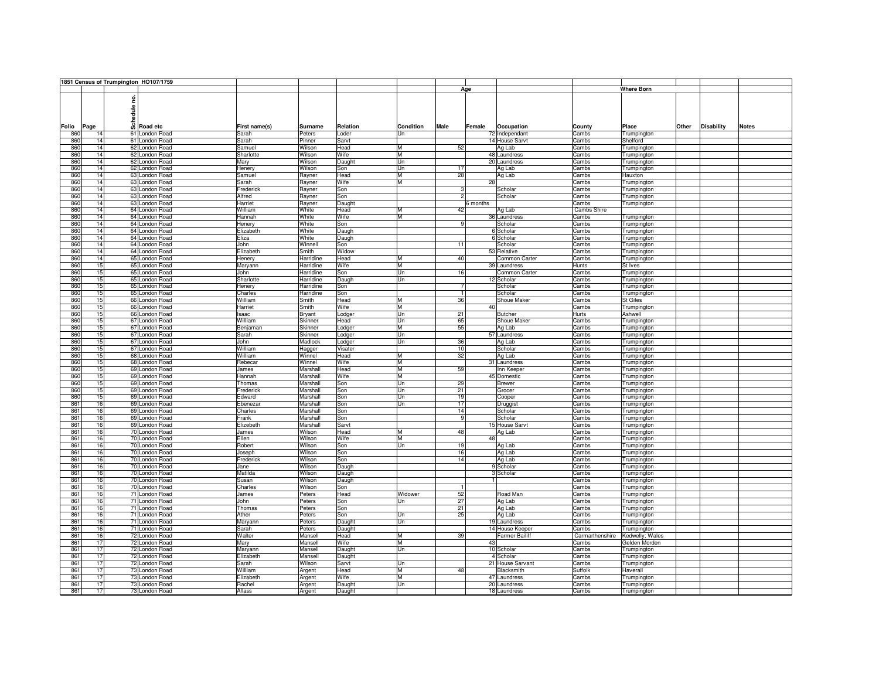| 1851 Census of Trumpington HO107/1759 | | | | | | | | | | | | | | | |
|---|---|---|---|---|---|---|---|---|---|---|---|---|---|---|---|
| | | | | | | | | Age | | | Where Born | | | | |
| Folio | Page | Schedule no. | Road etc | First name(s) | Surname | Relation | Condition | Male | Female | Occupation | County | Place | Other | Disability | Notes |
| 860 | 14 | 61 | London Road | Sarah | Peters | Loder | Un | | 72 | Independant | Cambs | Trumpington | | | |
| 860 | 14 | 61 | London Road | Sarah | Pinner | Sarvt | | | 14 | House Sarvt | Cambs | Shelford | | | |
| 860 | 14 | 62 | London Road | Samuel | Wilson | Head | M | 52 | | Ag Lab | Cambs | Trumpington | | | |
| 860 | 14 | 62 | London Road | Sharlotte | Wilson | Wife | M | | 48 | Laundress | Cambs | Trumpington | | | |
| 860 | 14 | 62 | London Road | Mary | Wilson | Daught | Un | | 20 | Laundress | Cambs | Trumpington | | | |
| 860 | 14 | 62 | London Road | Henery | Wilson | Son | Un | 17 | | Ag Lab | Cambs | Trumpington | | | |
| 860 | 14 | 63 | London Road | Samuel | Rayner | Head | M | 28 | | Ag Lab | Cambs | Hauxton | | | |
| 860 | 14 | 63 | London Road | Sarah | Rayner | Wife | M | | 28 | | Cambs | Trumpington | | | |
| 860 | 14 | 63 | London Road | Frederick | Rayner | Son | | 3 | | Scholar | Cambs | Trumpington | | | |
| 860 | 14 | 63 | London Road | Alfred | Rayner | Son | | 2 | | Scholar | Cambs | Trumpington | | | |
| 860 | 14 | 63 | London Road | Harriet | Rayner | Daught | | | 6 months | | Cambs | Trumpington | | | |
| 860 | 14 | 64 | London Road | William | White | Head | M | 42 | | Ag Lab | Cambs Shire | | | | |
| 860 | 14 | 64 | London Road | Hannah | White | Wife | M | | 36 | Laundress | Cambs | Trumpington | | | |
| 860 | 14 | 64 | London Road | Henery | White | Son | | 9 | | Scholar | Cambs | Trumpington | | | |
| 860 | 14 | 64 | London Road | Elizabeth | White | Daugh | | | 6 | Scholar | Cambs | Trumpington | | | |
| 860 | 14 | 64 | London Road | Eliza | White | Daugh | | | 6 | Scholar | Cambs | Trumpington | | | |
| 860 | 14 | 64 | London Road | John | Winnell | Son | | 11 | | Scholar | Cambs | Trumpington | | | |
| 860 | 14 | 64 | London Road | Elizabeth | Smith | Widow | | | 53 | Relative | Cambs | Trumpington | | | |
| 860 | 14 | 65 | London Road | Henery | Harridine | Head | M | 40 | | Common Carter | Cambs | Trumpington | | | |
| 860 | 15 | 65 | London Road | Maryann | Harridine | Wife | M | | 39 | Laundress | Hunts | St Ives | | | |
| 860 | 15 | 65 | London Road | John | Harridine | Son | Un | 16 | | Common Carter | Cambs | Trumpington | | | |
| 860 | 15 | 65 | London Road | Sharlotte | Harridine | Daugh | Un | | 12 | Scholar | Cambs | Trumpington | | | |
| 860 | 15 | 65 | London Road | Henery | Harridine | Son | | 7 | | Scholar | Cambs | Trumpington | | | |
| 860 | 15 | 65 | London Road | Charles | Harridine | Son | | 1 | | Scholar | Cambs | Trumpington | | | |
| 860 | 15 | 66 | London Road | William | Smith | Head | M | 36 | | Shoue Maker | Cambs | St Giles | | | |
| 860 | 15 | 66 | London Road | Harriet | Smith | Wife | M | | 40 | | Cambs | Trumpington | | | |
| 860 | 15 | 66 | London Road | Isaac | Bryant | Lodger | Un | 21 | | Butcher | Hurts | Ashwell | | | |
| 860 | 15 | 67 | London Road | William | Skinner | Head | Un | 65 | | Shoue Maker | Cambs | Trumpington | | | |
| 860 | 15 | 67 | London Road | Benjaman | Skinner | Lodger | M | 55 | | Ag Lab | Cambs | Trumpington | | | |
| 860 | 15 | 67 | London Road | Sarah | Skinner | Lodger | Un | | 57 | Laundress | Cambs | Trumpington | | | |
| 860 | 15 | 67 | London Road | John | Madlock | Lodger | Un | 36 | | Ag Lab | Cambs | Trumpington | | | |
| 860 | 15 | 67 | London Road | William | Hagger | Visater | | 10 | | Scholar | Cambs | Trumpington | | | |
| 860 | 15 | 68 | London Road | William | Winnel | Head | M | 32 | | Ag Lab | Cambs | Trumpington | | | |
| 860 | 15 | 68 | London Road | Rebecar | Winnel | Wife | M | | 31 | Laundress | Cambs | Trumpington | | | |
| 860 | 15 | 69 | London Road | James | Marshall | Head | M | 59 | | Inn Keeper | Cambs | Trumpington | | | |
| 860 | 15 | 69 | London Road | Hannah | Marshall | Wife | M | | 45 | Domestic | Cambs | Trumpington | | | |
| 860 | 15 | 69 | London Road | Thomas | Marshall | Son | Un | 29 | | Brewer | Cambs | Trumpington | | | |
| 860 | 15 | 69 | London Road | Frederick | Marshall | Son | Un | 21 | | Grocer | Cambs | Trumpington | | | |
| 860 | 15 | 69 | London Road | Edward | Marshall | Son | Un | 19 | | Cooper | Cambs | Trumpington | | | |
| 861 | 16 | 69 | London Road | Ebenezar | Marshall | Son | Un | 17 | | Druggist | Cambs | Trumpington | | | |
| 861 | 16 | 69 | London Road | Charles | Marshall | Son | | 14 | | Scholar | Cambs | Trumpington | | | |
| 861 | 16 | 69 | London Road | Frank | Marshall | Son | | 9 | | Scholar | Cambs | Trumpington | | | |
| 861 | 16 | 69 | London Road | Elizebeth | Marshall | Sarvt | | | 15 | House Sarvt | Cambs | Trumpington | | | |
| 861 | 16 | 70 | London Road | James | Wilson | Head | M | 48 | | Ag Lab | Cambs | Trumpington | | | |
| 861 | 16 | 70 | London Road | Ellen | Wilson | Wife | M | | 48 | | Cambs | Trumpington | | | |
| 861 | 16 | 70 | London Road | Robert | Wilson | Son | Un | 19 | | Ag Lab | Cambs | Trumpington | | | |
| 861 | 16 | 70 | London Road | Joseph | Wilson | Son | | 16 | | Ag Lab | Cambs | Trumpington | | | |
| 861 | 16 | 70 | London Road | Frederick | Wilson | Son | | 14 | | Ag Lab | Cambs | Trumpington | | | |
| 861 | 16 | 70 | London Road | Jane | Wilson | Daugh | | | 9 | Scholar | Cambs | Trumpington | | | |
| 861 | 16 | 70 | London Road | Matilda | Wilson | Daugh | | | 3 | Scholar | Cambs | Trumpington | | | |
| 861 | 16 | 70 | London Road | Susan | Wilson | Daugh | | | 1 | | Cambs | Trumpington | | | |
| 861 | 16 | 70 | London Road | Charles | Wilson | Son | | 1 | | | Cambs | Trumpington | | | |
| 861 | 16 | 71 | London Road | James | Peters | Head | Widower | 52 | | Road Man | Cambs | Trumpington | | | |
| 861 | 16 | 71 | London Road | John | Peters | Son | Un | 27 | | Ag Lab | Cambs | Trumpington | | | |
| 861 | 16 | 71 | London Road | Thomas | Peters | Son | | 21 | | Ag Lab | Cambs | Trumpington | | | |
| 861 | 16 | 71 | London Road | Ather | Peters | Son | Un | 25 | | Ag Lab | Cambs | Trumpington | | | |
| 861 | 16 | 71 | London Road | Maryann | Peters | Daught | Un | | 19 | Laundress | Cambs | Trumpington | | | |
| 861 | 16 | 71 | London Road | Sarah | Peters | Daught | | | 14 | House Keeper | Cambs | Trumpington | | | |
| 861 | 16 | 72 | London Road | Walter | Mansell | Head | M | 39 | | Farmer Bailiff | Carmarthenshire | Kedwelly: Wales | | | |
| 861 | 17 | 72 | London Road | Mary | Mansell | Wife | M | | 43 | | Cambs | Gelden Morden | | | |
| 861 | 17 | 72 | London Road | Maryann | Mansell | Daught | Un | | 10 | Scholar | Cambs | Trumpington | | | |
| 861 | 17 | 72 | London Road | Elizabeth | Mansell | Daught | | | 4 | Scholar | Cambs | Trumpington | | | |
| 861 | 17 | 72 | London Road | Sarah | Wilson | Sarvt | Un | | 21 | House Sarvant | Cambs | Trumpington | | | |
| 861 | 17 | 73 | London Road | William | Argent | Head | M | 48 | | Blacksmith | Suffolk | Haverall | | | |
| 861 | 17 | 73 | London Road | Elizabeth | Argent | Wife | M | | 47 | Laundress | Cambs | Trumpington | | | |
| 861 | 17 | 73 | London Road | Rachel | Argent | Daught | Un | | 20 | Laundress | Cambs | Trumpington | | | |
| 861 | 17 | 73 | London Road | Allass | Argent | Daught | | | 18 | Laundress | Cambs | Trumpington | | | |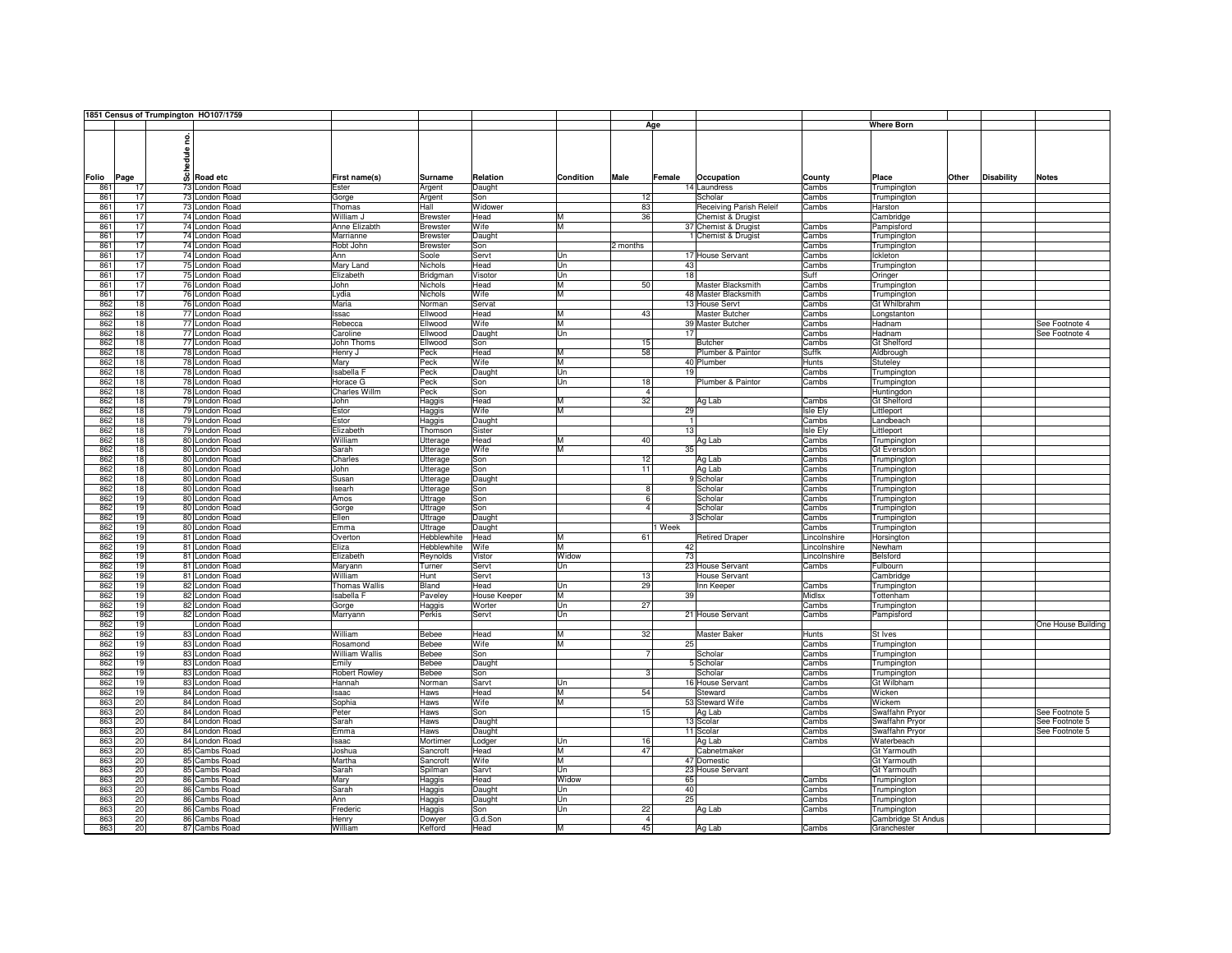**1851 Census of Trumpington HO107/1759**

| Folio | Page | Schedule no. | Road etc | First name(s) | Surname | Relation | Condition | Age Male | Age Female | Occupation | County | Where Born Place | Other | Disability | Notes |
|---|---|---|---|---|---|---|---|---|---|---|---|---|---|---|---|
| 861 | 17 | 73 | London Road | Ester | Argent | Daught | | | 14 | Laundress | Cambs | Trumpington | | | |
| 861 | 17 | 73 | London Road | Gorge | Argent | Son | | 12 | | Scholar | Cambs | Trumpington | | | |
| 861 | 17 | 73 | London Road | Thomas | Hall | Widower | | 83 | | Receiving Parish Releif | Cambs | Harston | | | |
| 861 | 17 | 74 | London Road | William J | Brewster | Head | M | 36 | | Chemist & Drugist | | Cambridge | | | |
| 861 | 17 | 74 | London Road | Anne Elizabth | Brewster | Wife | M | | 37 | Chemist & Drugist | Cambs | Pampisford | | | |
| 861 | 17 | 74 | London Road | Marrianne | Brewster | Daught | | | 1 | Chemist & Drugist | Cambs | Trumpington | | | |
| 861 | 17 | 74 | London Road | Robt John | Brewster | Son | | 2 months | | | Cambs | Trumpington | | | |
| 861 | 17 | 74 | London Road | Ann | Soole | Servt | Un | | 17 | House Servant | Cambs | Ickleton | | | |
| 861 | 17 | 75 | London Road | Mary Land | Nichols | Head | Un | | 43 | | Cambs | Trumpington | | | |
| 861 | 17 | 75 | London Road | Elizabeth | Bridgman | Visotor | Un | | 18 | | Suff | Oringer | | | |
| 861 | 17 | 76 | London Road | John | Nichols | Head | M | 50 | | Master Blacksmith | Cambs | Trumpington | | | |
| 861 | 17 | 76 | London Road | Lydia | Nichols | Wife | M | | 48 | Master Blacksmith | Cambs | Trumpington | | | |
| 862 | 18 | 76 | London Road | Maria | Norman | Servat | | | 13 | House Servt | Cambs | Gt Whilbrahm | | | |
| 862 | 18 | 77 | London Road | Issac | Ellwood | Head | M | 43 | | Master Butcher | Cambs | Longstanton | | | |
| 862 | 18 | 77 | London Road | Rebecca | Ellwood | Wife | M | | 39 | Master Butcher | Cambs | Hadnam | | | See Footnote 4 |
| 862 | 18 | 77 | London Road | Caroline | Ellwood | Daught | Un | | 17 | | Cambs | Hadnam | | | See Footnote 4 |
| 862 | 18 | 77 | London Road | John Thoms | Ellwood | Son | | 15 | | Butcher | Cambs | Gt Shelford | | | |
| 862 | 18 | 78 | London Road | Henry J | Peck | Head | M | 58 | | Plumber & Paintor | Suffk | Aldbrough | | | |
| 862 | 18 | 78 | London Road | Mary | Peck | Wife | M | | 40 | Plumber | Hunts | Stuteley | | | |
| 862 | 18 | 78 | London Road | Isabella F | Peck | Daught | Un | | 19 | | Cambs | Trumpington | | | |
| 862 | 18 | 78 | London Road | Horace G | Peck | Son | Un | 18 | | Plumber & Paintor | Cambs | Trumpington | | | |
| 862 | 18 | 78 | London Road | Charles Willm | Peck | Son | | 4 | | | | Huntingdon | | | |
| 862 | 18 | 79 | London Road | John | Haggis | Head | M | 32 | | Ag Lab | Cambs | Gt Shelford | | | |
| 862 | 18 | 79 | London Road | Estor | Haggis | Wife | M | | 29 | | Isle Ely | Littleport | | | |
| 862 | 18 | 79 | London Road | Estor | Haggis | Daught | | | 1 | | Cambs | Landbeach | | | |
| 862 | 18 | 79 | London Road | Elizabeth | Thomson | Sister | | | 13 | | Isle Ely | Littleport | | | |
| 862 | 18 | 80 | London Road | William | Utterage | Head | M | 40 | | Ag Lab | Cambs | Trumpington | | | |
| 862 | 18 | 80 | London Road | Sarah | Utterage | Wife | M | | 35 | | Cambs | Gt Eversdon | | | |
| 862 | 18 | 80 | London Road | Charles | Utterage | Son | | 12 | | Ag Lab | Cambs | Trumpington | | | |
| 862 | 18 | 80 | London Road | John | Utterage | Son | | 11 | | Ag Lab | Cambs | Trumpington | | | |
| 862 | 18 | 80 | London Road | Susan | Utterage | Daught | | | 9 | Scholar | Cambs | Trumpington | | | |
| 862 | 18 | 80 | London Road | Isearh | Utterage | Son | | 8 | | Scholar | Cambs | Trumpington | | | |
| 862 | 19 | 80 | London Road | Amos | Uttrage | Son | | 6 | | Scholar | Cambs | Trumpington | | | |
| 862 | 19 | 80 | London Road | Gorge | Uttrage | Son | | 4 | | Scholar | Cambs | Trumpington | | | |
| 862 | 19 | 80 | London Road | Ellen | Uttrage | Daught | | | 3 | Scholar | Cambs | Trumpington | | | |
| 862 | 19 | 80 | London Road | Emma | Uttrage | Daught | | | 1 Week | | Cambs | Trumpington | | | |
| 862 | 19 | 81 | London Road | Overton | Hebblewhite | Head | M | 61 | | Retired Draper | Lincolnshire | Horsington | | | |
| 862 | 19 | 81 | London Road | Eliza | Hebblewhite | Wife | M | | 42 | | Lincolnshire | Newham | | | |
| 862 | 19 | 81 | London Road | Elizabeth | Reynolds | Vistor | Widow | | 73 | | Lincolnshire | Belsford | | | |
| 862 | 19 | 81 | London Road | Maryann | Turner | Servt | Un | | 23 | House Servant | Cambs | Fulbourn | | | |
| 862 | 19 | 81 | London Road | William | Hunt | Servt | | 13 | | House Servant | | Cambridge | | | |
| 862 | 19 | 82 | London Road | Thomas Wallis | Bland | Head | Un | 29 | | Inn Keeper | Cambs | Trumpington | | | |
| 862 | 19 | 82 | London Road | Isabella F | Paveley | House Keeper | M | | 39 | | Midlsx | Tottenham | | | |
| 862 | 19 | 82 | London Road | Gorge | Haggis | Worter | Un | 27 | | | Cambs | Trumpington | | | |
| 862 | 19 | 82 | London Road | Marryann | Perkis | Servt | Un | | 21 | House Servant | Cambs | Pampisford | | | |
| 862 | 19 | | London Road | | | | | | | | | | | | One House Building |
| 862 | 19 | 83 | London Road | William | Bebee | Head | M | 32 | | Master Baker | Hunts | St Ives | | | |
| 862 | 19 | 83 | London Road | Rosamond | Bebee | Wife | M | | 25 | | Cambs | Trumpington | | | |
| 862 | 19 | 83 | London Road | William Wallis | Bebee | Son | | 7 | | Scholar | Cambs | Trumpington | | | |
| 862 | 19 | 83 | London Road | Emily | Bebee | Daught | | | 5 | Scholar | Cambs | Trumpington | | | |
| 862 | 19 | 83 | London Road | Robert Rowley | Bebee | Son | | 3 | | Scholar | Cambs | Trumpington | | | |
| 862 | 19 | 83 | London Road | Hannah | Norman | Sarvt | Un | | 16 | House Servant | Cambs | Gt Wilbham | | | |
| 862 | 19 | 84 | London Road | Isaac | Haws | Head | M | 54 | | Steward | Cambs | Wicken | | | |
| 863 | 20 | 84 | London Road | Sophia | Haws | Wife | M | | 53 | Steward Wife | Cambs | Wickem | | | |
| 863 | 20 | 84 | London Road | Peter | Haws | Son | | 15 | | Ag Lab | Cambs | Swaffahn Pryor | | | See Footnote 5 |
| 863 | 20 | 84 | London Road | Sarah | Haws | Daught | | | 13 | Scolar | Cambs | Swaffahn Pryor | | | See Footnote 5 |
| 863 | 20 | 84 | London Road | Emma | Haws | Daught | | | 11 | Scolar | Cambs | Swaffahn Pryor | | | See Footnote 5 |
| 863 | 20 | 84 | London Road | Isaac | Mortimer | Lodger | Un | 16 | | Ag Lab | Cambs | Waterbeach | | | |
| 863 | 20 | 85 | Cambs Road | Joshua | Sancroft | Head | M | 47 | | Cabnetmaker | | Gt Yarmouth | | | |
| 863 | 20 | 85 | Cambs Road | Martha | Sancroft | Wife | M | | 47 | Domestic | | Gt Yarmouth | | | |
| 863 | 20 | 85 | Cambs Road | Sarah | Spilman | Sarvt | Un | | 23 | House Servant | | Gt Yarmouth | | | |
| 863 | 20 | 86 | Cambs Road | Mary | Haggis | Head | Widow | | 65 | | Cambs | Trumpington | | | |
| 863 | 20 | 86 | Cambs Road | Sarah | Haggis | Daught | Un | | 40 | | Cambs | Trumpington | | | |
| 863 | 20 | 86 | Cambs Road | Ann | Haggis | Daught | Un | | 25 | | Cambs | Trumpington | | | |
| 863 | 20 | 86 | Cambs Road | Frederic | Haggis | Son | Un | 22 | | Ag Lab | Cambs | Trumpington | | | |
| 863 | 20 | 86 | Cambs Road | Henry | Dowyer | G.d.Son | | 4 | | | | Cambridge St Andus | | | |
| 863 | 20 | 87 | Cambs Road | William | Kefford | Head | M | 45 | | Ag Lab | Cambs | Granchester | | | |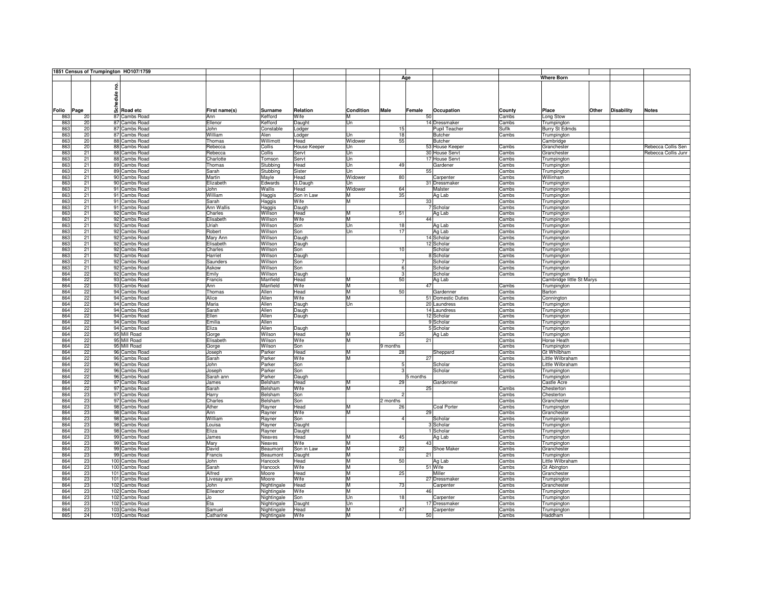# 1851 Census of Trumpington HO107/1759

| Folio | Page | Schedule no. | Road etc | First name(s) | Surname | Relation | Condition | Age Male | Age Female | Occupation | County | Where Born Place | Other | Disability | Notes |
|---|---|---|---|---|---|---|---|---|---|---|---|---|---|---|---|
| 863 | 20 | 87 | Cambs Road | Ann | Kefford | Wife | M | | 50 | | Cambs | Long Stow | | | |
| 863 | 20 | 87 | Cambs Road | Ellenor | Kefford | Daught | Un | | 14 | Dressmaker | Cambs | Trumpington | | | |
| 863 | 20 | 87 | Cambs Road | John | Constable | Lodger | | 15 | | Pupil Teacher | Suflk | Burry St Edmds | | | |
| 863 | 20 | 87 | Cambs Road | William | Alen | Lodger | Un | 18 | | Butcher | Cambs | Trumpington | | | |
| 863 | 20 | 88 | Cambs Road | Thomas | Willimott | Head | Widower | 55 | | Butcher | | Cambridge | | | |
| 863 | 20 | 88 | Cambs Road | Rebecca | Collis | House Keeper | Un | | 53 | House Keeper | Cambs | Granchester | | | Rebecca Collis Sen |
| 863 | 21 | 88 | Cambs Road | Rebecca | Collis | Servt | Un | | 30 | House Servt | Cambs | Granchester | | | Rebecca Collis Junr |
| 863 | 21 | 88 | Cambs Road | Charlotte | Tomson | Servt | Un | | 17 | House Servt | Cambs | Trumpington | | | |
| 863 | 21 | 89 | Cambs Road | Thomas | Stubbing | Head | Un | 49 | | Gardener | Cambs | Trumpington | | | |
| 863 | 21 | 89 | Cambs Road | Sarah | Stubbing | Sister | Un | | 55 | | Cambs | Trumpington | | | |
| 863 | 21 | 90 | Cambs Road | Martin | Mayle | Head | Widower | 80 | | Carpenter | Cambs | Willinham | | | |
| 863 | 21 | 90 | Cambs Road | Elizabeth | Edwards | G.Daugh | Un | | 31 | Dressmaker | Cambs | Trumpington | | | |
| 863 | 21 | 91 | Cambs Road | John | Wallis | Head | Widower | 64 | | Malster | Cambs | Trumpington | | | |
| 863 | 21 | 91 | Cambs Road | William | Haggis | Son in Law | M | 35 | | Ag Lab | Cambs | Trumpington | | | |
| 863 | 21 | 91 | Cambs Road | Sarah | Haggis | Wife | M | | 33 | | Cambs | Trumpington | | | |
| 863 | 21 | 91 | Cambs Road | Ann Wallis | Haggis | Daugh | | | 7 | Scholar | Cambs | Trumpington | | | |
| 863 | 21 | 92 | Cambs Road | Charles | Willson | Head | M | 51 | | Ag Lab | Cambs | Trumpington | | | |
| 863 | 21 | 92 | Cambs Road | Elisabeth | Willson | Wife | M | | 44 | | Cambs | Trumpington | | | |
| 863 | 21 | 92 | Cambs Road | Uriah | Willson | Son | Un | 18 | | Ag Lab | Cambs | Trumpington | | | |
| 863 | 21 | 92 | Cambs Road | Robert | Willson | Son | Un | 17 | | Ag Lab | Cambs | Trumpington | | | |
| 863 | 21 | 92 | Cambs Road | Mary Ann | Willson | Daugh | | | 14 | Scholar | Cambs | Trumpington | | | |
| 863 | 21 | 92 | Cambs Road | Elisabeth | Willson | Daugh | | | 12 | Scholar | Cambs | Trumpington | | | |
| 863 | 21 | 92 | Cambs Road | Charles | Willson | Son | | 10 | | Scholar | Cambs | Trumpington | | | |
| 863 | 21 | 92 | Cambs Road | Harriet | Willson | Daugh | | | 8 | Scholar | Cambs | Trumpington | | | |
| 863 | 21 | 92 | Cambs Road | Saunders | Willson | Son | | 7 | | Scholar | Cambs | Trumpington | | | |
| 863 | 21 | 92 | Cambs Road | Askow | Willson | Son | | 6 | | Scholar | Cambs | Trumpington | | | |
| 864 | 22 | 92 | Cambs Road | Emily | Willson | Daugh | | 3 | | Scholar | Cambs | Trumpington | | | |
| 864 | 22 | 93 | Cambs Road | Francis | Manfield | Head | M | 50 | | Ag Lab | | Cambridge little St Marys | | | |
| 864 | 22 | 93 | Cambs Road | Ann | Manfield | Wife | M | | 47 | | Cambs | Trumpington | | | |
| 864 | 22 | 94 | Cambs Road | Thomas | Allen | Head | M | 50 | | Gardenner | Cambs | Barton | | | |
| 864 | 22 | 94 | Cambs Road | Alice | Allen | Wife | M | | 51 | Domestic Duties | Cambs | Connington | | | |
| 864 | 22 | 94 | Cambs Road | Maria | Allen | Daugh | Un | | 20 | Laundress | Cambs | Trumpington | | | |
| 864 | 22 | 94 | Cambs Road | Sarah | Allen | Daugh | | | 14 | Laundress | Cambs | Trumpington | | | |
| 864 | 22 | 94 | Cambs Road | Ellen | Allen | Daugh | | | 12 | Scholar | Cambs | Trumpington | | | |
| 864 | 22 | 94 | Cambs Road | Emilia | Allen | | | | 9 | Scholar | Cambs | Trumpington | | | |
| 864 | 22 | 94 | Cambs Road | Eliza | Allen | Daugh | | | 5 | Scholar | Cambs | Trumpington | | | |
| 864 | 22 | 95 | Mill Road | Gorge | Wilson | Head | M | 25 | | Ag Lab | Cambs | Trumpington | | | |
| 864 | 22 | 95 | Mill Road | Elisabeth | Wilson | Wife | M | | 21 | | Cambs | Horse Heath | | | |
| 864 | 22 | 95 | Mill Road | Gorge | Wilson | Son | | 9 months | | | Cambs | Trumpington | | | |
| 864 | 22 | 96 | Cambs Road | Joseph | Parker | Head | M | 28 | | Sheppard | Cambs | Gt Whilbham | | | |
| 864 | 22 | 96 | Cambs Road | Sarah | Parker | Wife | M | | 27 | | Cambs | Little Wilbraham | | | |
| 864 | 22 | 96 | Cambs Road | John | Parker | Son | | 5 | | Scholar | Cambs | Little Wilbraham | | | |
| 864 | 22 | 96 | Cambs Road | Joseph | Parker | Son | | 3 | | Scholar | Cambs | Trumpington | | | |
| 864 | 22 | 96 | Cambs Road | Sarah ann | Parker | Daugh | | | 5 months | | Cambs | Trumpington | | | |
| 864 | 22 | 97 | Cambs Road | James | Belsham | Head | M | 29 | | Gardenmer | | Castle Acre | | | |
| 864 | 22 | 97 | Cambs Road | Sarah | Belsham | Wife | M | | 25 | | Cambs | Chesterton | | | |
| 864 | 23 | 97 | Cambs Road | Harry | Belsham | Son | | 2 | | | Cambs | Chesterton | | | |
| 864 | 23 | 97 | Cambs Road | Charles | Belsham | Son | | 2 months | | | Cambs | Granchester | | | |
| 864 | 23 | 98 | Cambs Road | Ather | Rayner | Head | M | 26 | | Coal Porter | Cambs | Trumpington | | | |
| 864 | 23 | 98 | Cambs Road | Ann | Rayner | Wife | M | | 29 | | Cambs | Granchester | | | |
| 864 | 23 | 98 | Cambs Road | William | Rayner | Son | | 4 | | Scholar | Cambs | Trumpington | | | |
| 864 | 23 | 98 | Cambs Road | Louisa | Rayner | Daught | | | 3 | Scholar | Cambs | Trumpington | | | |
| 864 | 23 | 98 | Cambs Road | Eliza | Rayner | Daught | | | 1 | Scholar | Cambs | Trumpington | | | |
| 864 | 23 | 99 | Cambs Road | James | Neaves | Head | M | 45 | | Ag Lab | Cambs | Trumpington | | | |
| 864 | 23 | 99 | Cambs Road | Mary | Neaves | Wife | M | | 43 | | Cambs | Trumpington | | | |
| 864 | 23 | 99 | Cambs Road | David | Beaumont | Son in Law | M | 22 | | Shoe Maker | Cambs | Granchester | | | |
| 864 | 23 | 99 | Cambs Road | Francis | Beaumont | Daught | M | | 21 | | Cambs | Trumpington | | | |
| 864 | 23 | 100 | Cambs Road | John | Hancock | Head | M | 50 | | Ag Lab | Cambs | Little Wilbraham | | | |
| 864 | 23 | 100 | Cambs Road | Sarah | Hancock | Wife | M | | 51 | Wife | Cambs | Gt Abington | | | |
| 864 | 23 | 101 | Cambs Road | Alfred | Moore | Head | M | 25 | | Miller | Cambs | Granchester | | | |
| 864 | 23 | 101 | Cambs Road | Livesay ann | Moore | Wife | M | | 27 | Dressmaker | Cambs | Trumpington | | | |
| 864 | 23 | 102 | Cambs Road | John | Nightingale | Head | M | 73 | | Carpenter | Cambs | Granchester | | | |
| 864 | 23 | 102 | Cambs Road | Elleanor | Nightingale | Wife | M | | 46 | | Cambs | Trumpington | | | |
| 864 | 23 | 102 | Cambs Road | Jo | Nightingale | Son | Un | 18 | | Carpenter | Cambs | Trumpington | | | |
| 864 | 23 | 102 | Cambs Road | Eta | Nightingale | Daught | Un | | 17 | Dressmaker | Cambs | Trumpington | | | |
| 864 | 23 | 103 | Cambs Road | Samuel | Nightingale | Head | M | 47 | | Carpenter | Cambs | Trumpington | | | |
| 865 | 24 | 103 | Cambs Road | Catharine | Nightingale | Wife | M | | 50 | | Cambs | Haddham | | | |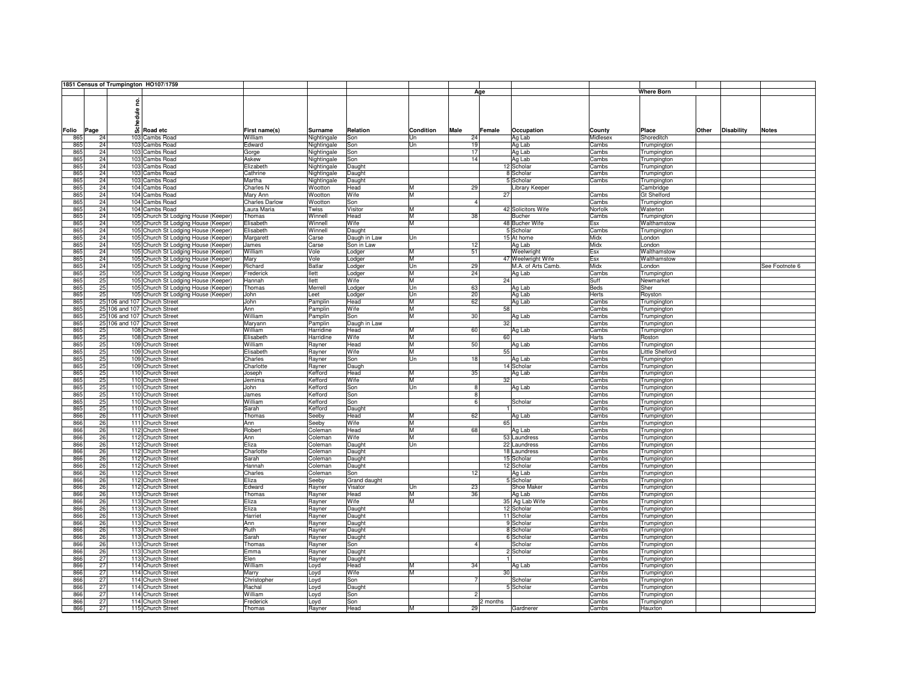**1851 Census of Trumpington HO107/1759**

| Folio | Page | Schedule no. | Road etc | First name(s) | Surname | Relation | Condition | Age Male | Age Female | Occupation | Where Born County | Where Born Place | Other | Disability | Notes |
|---|---|---|---|---|---|---|---|---|---|---|---|---|---|---|---|
| 865 | 24 | 103 | Cambs Road | William | Nightingale | Son | Un | 24 | | Ag Lab | Midlesex | Shoreditch | | | |
| 865 | 24 | 103 | Cambs Road | Edward | Nightingale | Son | Un | 19 | | Ag Lab | Cambs | Trumpington | | | |
| 865 | 24 | 103 | Cambs Road | Gorge | Nightingale | Son | | 17 | | Ag Lab | Cambs | Trumpington | | | |
| 865 | 24 | 103 | Cambs Road | Askew | Nightingale | Son | | 14 | | Ag Lab | Cambs | Trumpington | | | |
| 865 | 24 | 103 | Cambs Road | Elizabeth | Nightingale | Daught | | | 12 | Scholar | Cambs | Trumpington | | | |
| 865 | 24 | 103 | Cambs Road | Cathrine | Nightingale | Daught | | | 8 | Scholar | Cambs | Trumpington | | | |
| 865 | 24 | 103 | Cambs Road | Martha | Nightingale | Daught | | | 5 | Scholar | Cambs | Trumpington | | | |
| 865 | 24 | 104 | Cambs Road | Charles N | Wootton | Head | M | 29 | | Library Keeper | | Cambridge | | | |
| 865 | 24 | 104 | Cambs Road | Mary Ann | Wootton | Wife | M | | 27 | | Cambs | Gt Shelford | | | |
| 865 | 24 | 104 | Cambs Road | Charles Darlow | Wootton | Son | | 4 | | | Cambs | Trumpington | | | |
| 865 | 24 | 104 | Cambs Road | Laura Maria | Twiss | Visitor | M | | 42 | Solicitors Wife | Norfolk | Waterton | | | |
| 865 | 24 | 105 | Church St Lodging House (Keeper) | Thomas | Winnell | Head | M | 38 | | Bucher | Cambs | Trumpington | | | |
| 865 | 24 | 105 | Church St Lodging House (Keeper) | Elisabeth | Winnell | Wife | M | | 48 | Bucher Wife | Esx | Walthamstow | | | |
| 865 | 24 | 105 | Church St Lodging House (Keeper) | Elisabeth | Winnell | Daught | | | 5 | Scholar | Cambs | Trumpington | | | |
| 865 | 24 | 105 | Church St Lodging House (Keeper) | Margarett | Carse | Daugh in Law | Un | | 15 | At home | Midx | London | | | |
| 865 | 24 | 105 | Church St Lodging House (Keeper) | James | Carse | Son in Law | | 12 | | Ag Lab | Midx | London | | | |
| 865 | 24 | 105 | Church St Lodging House (Keeper) | William | Vole | Lodger | M | 51 | | Weelwright | Esx | Walthamstow | | | |
| 865 | 24 | 105 | Church St Lodging House (Keeper) | Mary | Vole | Lodger | M | | 47 | Weelwright Wife | Esx | Walthamstow | | | |
| 865 | 24 | 105 | Church St Lodging House (Keeper) | Richard | Batlar | Lodger | Un | 29 | | M.A. of Arts Camb. | Midx | London | | | See Footnote 6 |
| 865 | 25 | 105 | Church St Lodging House (Keeper) | Frederick | Ilett | Lodger | M | 24 | | Ag Lab | Cambs | Trumpington | | | |
| 865 | 25 | 105 | Church St Lodging House (Keeper) | Hannah | Ilett | Wife | M | | 24 | | Suff | Newmarket | | | |
| 865 | 25 | 105 | Church St Lodging House (Keeper) | Thomas | Merrell | Lodger | Un | 63 | | Ag Lab | Beds | Sher | | | |
| 865 | 25 | 105 | Church St Lodging House (Keeper) | John | Leet | Lodger | Un | 20 | | Ag Lab | Herts | Royston | | | |
| 865 | 25 | 106 and 107 | Church Street | John | Pamplin | Head | M | 62 | | Ag Lab | Cambs | Trumpington | | | |
| 865 | 25 | 106 and 107 | Church Street | Ann | Pamplin | Wife | M | | 58 | | Cambs | Trumpington | | | |
| 865 | 25 | 106 and 107 | Church Street | William | Pamplin | Son | M | 30 | | Ag Lab | Cambs | Trumpington | | | |
| 865 | 25 | 106 and 107 | Church Street | Maryann | Pamplin | Daugh in Law | | | 32 | | Cambs | Trumpington | | | |
| 865 | 25 | 108 | Church Street | William | Harridine | Head | M | 60 | | Ag Lab | Cambs | Trumpington | | | |
| 865 | 25 | 108 | Church Street | Elisabeth | Harridine | Wife | M | | 60 | | Harts | Roston | | | |
| 865 | 25 | 109 | Church Street | William | Rayner | Head | M | 50 | | Ag Lab | Cambs | Trumpington | | | |
| 865 | 25 | 109 | Church Street | Elisabeth | Rayner | Wife | M | | 55 | | Cambs | Little Shelford | | | |
| 865 | 25 | 109 | Church Street | Charles | Rayner | Son | Un | 18 | | Ag Lab | Cambs | Trumpington | | | |
| 865 | 25 | 109 | Church Street | Charlotte | Rayner | Daugh | | | 14 | Scholar | Cambs | Trumpington | | | |
| 865 | 25 | 110 | Church Street | Joseph | Kefford | Head | M | 35 | | Ag Lab | Cambs | Trumpington | | | |
| 865 | 25 | 110 | Church Street | Jemima | Kefford | Wife | M | | 32 | | Cambs | Trumpington | | | |
| 865 | 25 | 110 | Church Street | John | Kefford | Son | Un | 8 | | Ag Lab | Cambs | Trumpington | | | |
| 865 | 25 | 110 | Church Street | James | Kefford | Son | | 8 | | | Cambs | Trumpington | | | |
| 865 | 25 | 110 | Church Street | William | Kefford | Son | | 6 | | Scholar | Cambs | Trumpington | | | |
| 865 | 25 | 110 | Church Street | Sarah | Kefford | Daught | | | 1 | | Cambs | Trumpington | | | |
| 866 | 26 | 111 | Church Street | Thomas | Seeby | Head | M | 62 | | Ag Lab | Cambs | Trumpington | | | |
| 866 | 26 | 111 | Church Street | Ann | Seeby | Wife | M | | 65 | | Cambs | Trumpington | | | |
| 866 | 26 | 112 | Church Street | Robert | Coleman | Head | M | 68 | | Ag Lab | Cambs | Trumpington | | | |
| 866 | 26 | 112 | Church Street | Ann | Coleman | Wife | M | | 53 | Laundress | Cambs | Trumpington | | | |
| 866 | 26 | 112 | Church Street | Eliza | Coleman | Daught | Un | | 22 | Laundress | Cambs | Trumpington | | | |
| 866 | 26 | 112 | Church Street | Charlotte | Coleman | Daught | | | 18 | Laundress | Cambs | Trumpington | | | |
| 866 | 26 | 112 | Church Street | Sarah | Coleman | Daught | | | 15 | Scholar | Cambs | Trumpington | | | |
| 866 | 26 | 112 | Church Street | Hannah | Coleman | Daught | | | 12 | Scholar | Cambs | Trumpington | | | |
| 866 | 26 | 112 | Church Street | Charles | Coleman | Son | | 12 | | Ag Lab | Cambs | Trumpington | | | |
| 866 | 26 | 112 | Church Street | Eliza | Seeby | Grand daught | | | 5 | Scholar | Cambs | Trumpington | | | |
| 866 | 26 | 112 | Church Street | Edward | Rayner | Visator | Un | 23 | | Shoe Maker | Cambs | Trumpington | | | |
| 866 | 26 | 113 | Church Street | Thomas | Rayner | Head | M | 36 | | Ag Lab | Cambs | Trumpington | | | |
| 866 | 26 | 113 | Church Street | Eliza | Rayner | Wife | M | | 35 | Ag Lab Wife | Cambs | Trumpington | | | |
| 866 | 26 | 113 | Church Street | Eliza | Rayner | Daught | | | 12 | Scholar | Cambs | Trumpington | | | |
| 866 | 26 | 113 | Church Street | Harriet | Rayner | Daught | | | 11 | Scholar | Cambs | Trumpington | | | |
| 866 | 26 | 113 | Church Street | Ann | Rayner | Daught | | | 9 | Scholar | Cambs | Trumpington | | | |
| 866 | 26 | 113 | Church Street | Ruth | Rayner | Daught | | | 8 | Scholar | Cambs | Trumpington | | | |
| 866 | 26 | 113 | Church Street | Sarah | Rayner | Daught | | | 6 | Scholar | Cambs | Trumpington | | | |
| 866 | 26 | 113 | Church Street | Thomas | Rayner | Son | | 4 | | Scholar | Cambs | Trumpington | | | |
| 866 | 26 | 113 | Church Street | Emma | Rayner | Daught | | | 2 | Scholar | Cambs | Trumpington | | | |
| 866 | 27 | 113 | Church Street | Elen | Rayner | Daught | | | 1 | | Cambs | Trumpington | | | |
| 866 | 27 | 114 | Church Street | William | Loyd | Head | M | 34 | | Ag Lab | Cambs | Trumpington | | | |
| 866 | 27 | 114 | Church Street | Marry | Loyd | Wife | M | | 30 | | Cambs | Trumpington | | | |
| 866 | 27 | 114 | Church Street | Christopher | Loyd | Son | | 7 | | Scholar | Cambs | Trumpington | | | |
| 866 | 27 | 114 | Church Street | Rachal | Loyd | Daught | | | 5 | Scholar | Cambs | Trumpington | | | |
| 866 | 27 | 114 | Church Street | William | Loyd | Son | | 2 | | | Cambs | Trumpington | | | |
| 866 | 27 | 114 | Church Street | Frederick | Loyd | Son | | | 2 months | | Cambs | Trumpington | | | |
| 866 | 27 | 115 | Church Street | Thomas | Rayner | Head | M | 29 | | Gardnerer | Cambs | Hauxton | | | |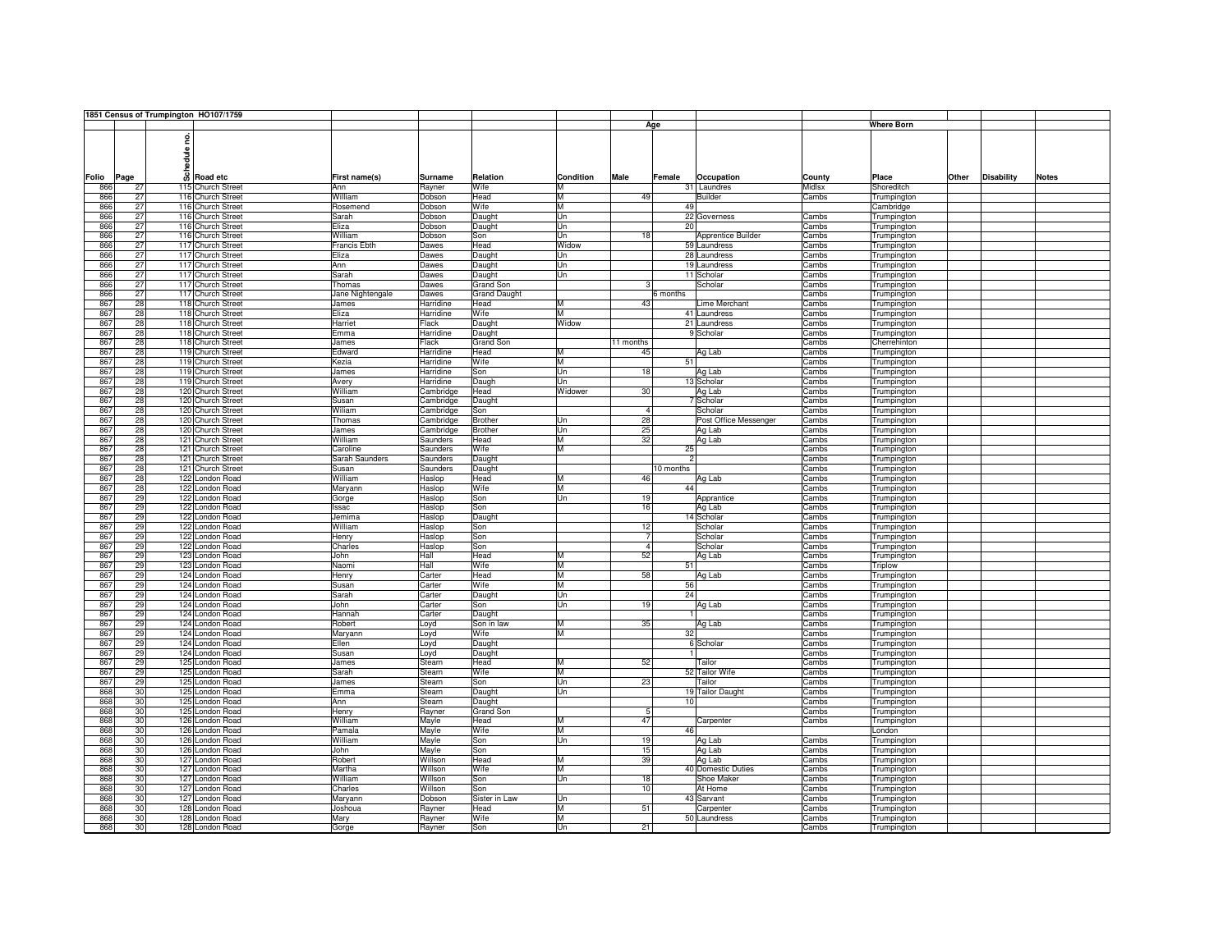**1851 Census of Trumpington HO107/1759**

| Folio | Page | Schedule no. | Road etc | First name(s) | Surname | Relation | Condition | Age Male | Age Female | Occupation | Where Born County | Where Born Place | Other | Disability | Notes |
|---|---|---|---|---|---|---|---|---|---|---|---|---|---|---|---|
| 866 | 27 | 115 | Church Street | Ann | Rayner | Wife | M | | 31 | Laundres | Midlsx | Shoreditch | | | |
| 866 | 27 | 116 | Church Street | William | Dobson | Head | M | 49 | | Builder | Cambs | Trumpington | | | |
| 866 | 27 | 116 | Church Street | Rosemend | Dobson | Wife | M | | 49 | | | Cambridge | | | |
| 866 | 27 | 116 | Church Street | Sarah | Dobson | Daught | Un | | 22 | Governess | Cambs | Trumpington | | | |
| 866 | 27 | 116 | Church Street | Eliza | Dobson | Daught | Un | | 20 | | Cambs | Trumpington | | | |
| 866 | 27 | 116 | Church Street | William | Dobson | Son | Un | 18 | | Apprentice Builder | Cambs | Trumpington | | | |
| 866 | 27 | 117 | Church Street | Francis Ebth | Dawes | Head | Widow | | 59 | Laundress | Cambs | Trumpington | | | |
| 866 | 27 | 117 | Church Street | Eliza | Dawes | Daught | Un | | 28 | Laundress | Cambs | Trumpington | | | |
| 866 | 27 | 117 | Church Street | Ann | Dawes | Daught | Un | | 19 | Laundress | Cambs | Trumpington | | | |
| 866 | 27 | 117 | Church Street | Sarah | Dawes | Daught | Un | | 11 | Scholar | Cambs | Trumpington | | | |
| 866 | 27 | 117 | Church Street | Thomas | Dawes | Grand Son | | 3 | | Scholar | Cambs | Trumpington | | | |
| 866 | 27 | 117 | Church Street | Jane Nightengale | Dawes | Grand Daught | | | 6 months | | Cambs | Trumpington | | | |
| 867 | 28 | 118 | Church Street | James | Harridine | Head | M | 43 | | Lime Merchant | Cambs | Trumpington | | | |
| 867 | 28 | 118 | Church Street | Eliza | Harridine | Wife | M | | 41 | Laundress | Cambs | Trumpington | | | |
| 867 | 28 | 118 | Church Street | Harriet | Flack | Daught | Widow | | 21 | Laundress | Cambs | Trumpington | | | |
| 867 | 28 | 118 | Church Street | Emma | Harridine | Daught | | | 9 | Scholar | Cambs | Trumpington | | | |
| 867 | 28 | 118 | Church Street | James | Flack | Grand Son | | 11 months | | | Cambs | Cherrehinton | | | |
| 867 | 28 | 119 | Church Street | Edward | Harridine | Head | M | 45 | | Ag Lab | Cambs | Trumpington | | | |
| 867 | 28 | 119 | Church Street | Kezia | Harridine | Wife | M | | 51 | | Cambs | Trumpington | | | |
| 867 | 28 | 119 | Church Street | James | Harridine | Son | Un | 18 | | Ag Lab | Cambs | Trumpington | | | |
| 867 | 28 | 119 | Church Street | Avery | Harridine | Daugh | Un | | 13 | Scholar | Cambs | Trumpington | | | |
| 867 | 28 | 120 | Church Street | William | Cambridge | Head | Widower | 30 | | Ag Lab | Cambs | Trumpington | | | |
| 867 | 28 | 120 | Church Street | Susan | Cambridge | Daught | | | 7 | Scholar | Cambs | Trumpington | | | |
| 867 | 28 | 120 | Church Street | Wiliam | Cambridge | Son | | 4 | | Scholar | Cambs | Trumpington | | | |
| 867 | 28 | 120 | Church Street | Thomas | Cambridge | Brother | Un | 28 | | Post Office Messenger | Cambs | Trumpington | | | |
| 867 | 28 | 120 | Church Street | James | Cambridge | Brother | Un | 25 | | Ag Lab | Cambs | Trumpington | | | |
| 867 | 28 | 121 | Church Street | William | Saunders | Head | M | 32 | | Ag Lab | Cambs | Trumpington | | | |
| 867 | 28 | 121 | Church Street | Caroline | Saunders | Wife | M | | 25 | | Cambs | Trumpington | | | |
| 867 | 28 | 121 | Church Street | Sarah Saunders | Saunders | Daught | | | 2 | | Cambs | Trumpington | | | |
| 867 | 28 | 121 | Church Street | Susan | Saunders | Daught | | | 10 months | | Cambs | Trumpington | | | |
| 867 | 28 | 122 | London Road | William | Haslop | Head | M | 46 | | Ag Lab | Cambs | Trumpington | | | |
| 867 | 28 | 122 | London Road | Maryann | Haslop | Wife | M | | 44 | | Cambs | Trumpington | | | |
| 867 | 29 | 122 | London Road | Gorge | Haslop | Son | Un | 19 | | Apprantice | Cambs | Trumpington | | | |
| 867 | 29 | 122 | London Road | Issac | Haslop | Son | | 16 | | Ag Lab | Cambs | Trumpington | | | |
| 867 | 29 | 122 | London Road | Jemima | Haslop | Daught | | | 14 | Scholar | Cambs | Trumpington | | | |
| 867 | 29 | 122 | London Road | William | Haslop | Son | | 12 | | Scholar | Cambs | Trumpington | | | |
| 867 | 29 | 122 | London Road | Henry | Haslop | Son | | 7 | | Scholar | Cambs | Trumpington | | | |
| 867 | 29 | 122 | London Road | Charles | Haslop | Son | | 4 | | Scholar | Cambs | Trumpington | | | |
| 867 | 29 | 123 | London Road | John | Hall | Head | M | 52 | | Ag Lab | Cambs | Trumpington | | | |
| 867 | 29 | 123 | London Road | Naomi | Hall | Wife | M | | 51 | | Cambs | Triplow | | | |
| 867 | 29 | 124 | London Road | Henry | Carter | Head | M | 58 | | Ag Lab | Cambs | Trumpington | | | |
| 867 | 29 | 124 | London Road | Susan | Carter | Wife | M | | 56 | | Cambs | Trumpington | | | |
| 867 | 29 | 124 | London Road | Sarah | Carter | Daught | Un | | 24 | | Cambs | Trumpington | | | |
| 867 | 29 | 124 | London Road | John | Carter | Son | Un | 19 | | Ag Lab | Cambs | Trumpington | | | |
| 867 | 29 | 124 | London Road | Hannah | Carter | Daught | | | 1 | | Cambs | Trumpington | | | |
| 867 | 29 | 124 | London Road | Robert | Loyd | Son in law | M | 35 | | Ag Lab | Cambs | Trumpington | | | |
| 867 | 29 | 124 | London Road | Maryann | Loyd | Wife | M | | 32 | | Cambs | Trumpington | | | |
| 867 | 29 | 124 | London Road | Ellen | Loyd | Daught | | | 6 | Scholar | Cambs | Trumpington | | | |
| 867 | 29 | 124 | London Road | Susan | Loyd | Daught | | | 1 | | Cambs | Trumpington | | | |
| 867 | 29 | 125 | London Road | James | Stearn | Head | M | 52 | | Tailor | Cambs | Trumpington | | | |
| 867 | 29 | 125 | London Road | Sarah | Stearn | Wife | M | | 52 | Tailor Wife | Cambs | Trumpington | | | |
| 867 | 29 | 125 | London Road | James | Stearn | Son | Un | 23 | | Tailor | Cambs | Trumpington | | | |
| 868 | 30 | 125 | London Road | Emma | Stearn | Daught | Un | | 19 | Tailor Daught | Cambs | Trumpington | | | |
| 868 | 30 | 125 | London Road | Ann | Stearn | Daught | | | 10 | | Cambs | Trumpington | | | |
| 868 | 30 | 125 | London Road | Henry | Rayner | Grand Son | | 5 | | | Cambs | Trumpington | | | |
| 868 | 30 | 126 | London Road | William | Mayle | Head | M | 47 | | Carpenter | Cambs | Trumpington | | | |
| 868 | 30 | 126 | London Road | Pamala | Mayle | Wife | M | | 46 | | | London | | | |
| 868 | 30 | 126 | London Road | William | Mayle | Son | Un | 19 | | Ag Lab | Cambs | Trumpington | | | |
| 868 | 30 | 126 | London Road | John | Mayle | Son | | 15 | | Ag Lab | Cambs | Trumpington | | | |
| 868 | 30 | 127 | London Road | Robert | Willson | Head | M | 39 | | Ag Lab | Cambs | Trumpington | | | |
| 868 | 30 | 127 | London Road | Martha | Willson | Wife | M | | 40 | Domestic Duties | Cambs | Trumpington | | | |
| 868 | 30 | 127 | London Road | William | Willson | Son | Un | 18 | | Shoe Maker | Cambs | Trumpington | | | |
| 868 | 30 | 127 | London Road | Charles | Willson | Son | | 10 | | At Home | Cambs | Trumpington | | | |
| 868 | 30 | 127 | London Road | Maryann | Dobson | Sister in Law | Un | | 43 | Sarvant | Cambs | Trumpington | | | |
| 868 | 30 | 128 | London Road | Joshoua | Rayner | Head | M | 51 | | Carpenter | Cambs | Trumpington | | | |
| 868 | 30 | 128 | London Road | Mary | Rayner | Wife | M | | 50 | Laundress | Cambs | Trumpington | | | |
| 868 | 30 | 128 | London Road | Gorge | Rayner | Son | Un | 21 | | | Cambs | Trumpington | | | |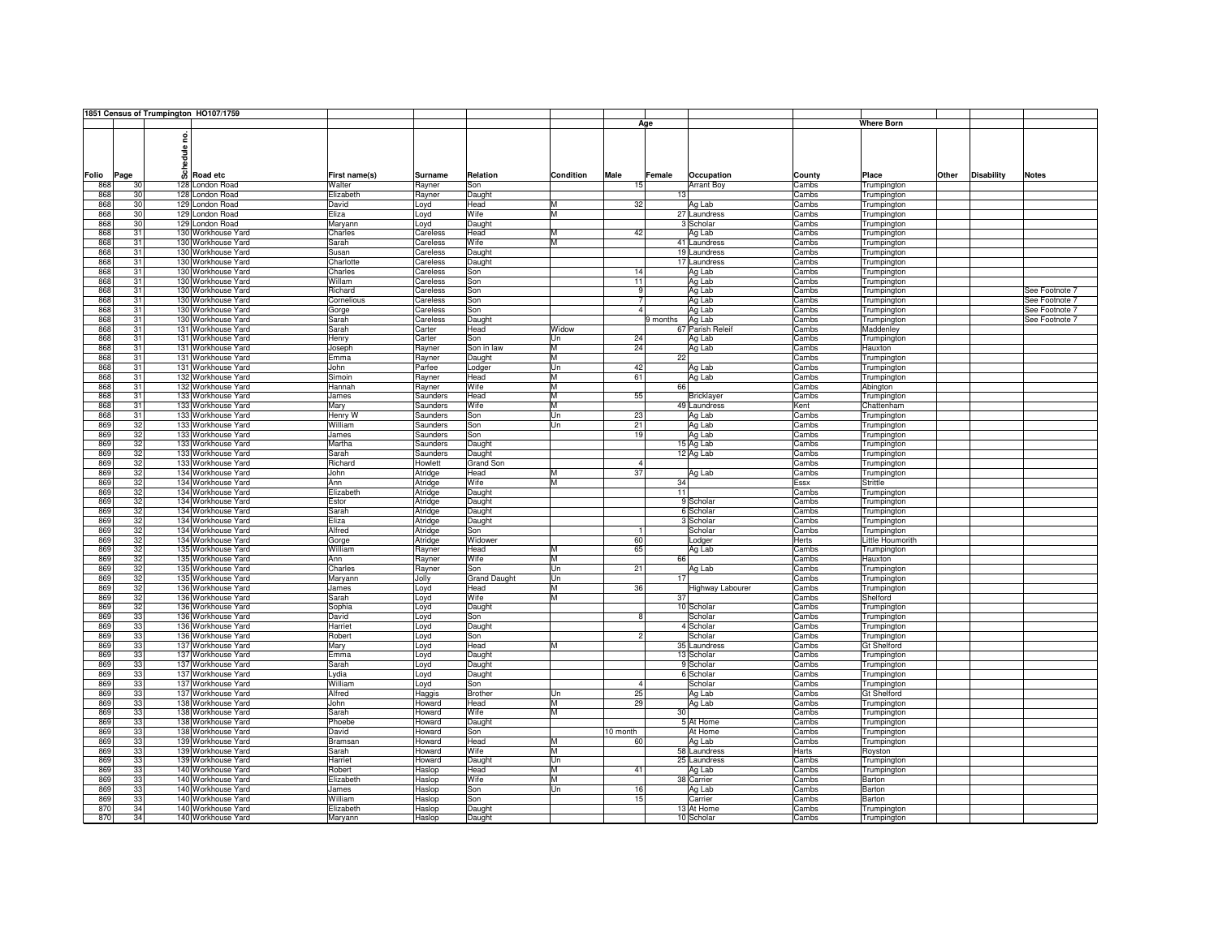**1851 Census of Trumpington HO107/1759**

| Folio | Page | Schedule no. | Road etc | First name(s) | Surname | Relation | Condition | Age Male | Age Female | Occupation | County | Where Born Place | Other | Disability | Notes |
|---|---|---|---|---|---|---|---|---|---|---|---|---|---|---|---|
| 868 | 30 | 128 | London Road | Walter | Rayner | Son | | 15 | | Arrant Boy | Cambs | Trumpington | | | |
| 868 | 30 | 128 | London Road | Elizabeth | Rayner | Daught | | | 13 | | Cambs | Trumpington | | | |
| 868 | 30 | 129 | London Road | David | Loyd | Head | M | 32 | | Ag Lab | Cambs | Trumpington | | | |
| 868 | 30 | 129 | London Road | Eliza | Loyd | Wife | M | | 27 | Laundress | Cambs | Trumpington | | | |
| 868 | 30 | 129 | London Road | Maryann | Loyd | Daught | | | 3 | Scholar | Cambs | Trumpington | | | |
| 868 | 31 | 130 | Workhouse Yard | Charles | Careless | Head | M | 42 | | Ag Lab | Cambs | Trumpington | | | |
| 868 | 31 | 130 | Workhouse Yard | Sarah | Careless | Wife | M | | 41 | Laundress | Cambs | Trumpington | | | |
| 868 | 31 | 130 | Workhouse Yard | Susan | Careless | Daught | | | 19 | Laundress | Cambs | Trumpington | | | |
| 868 | 31 | 130 | Workhouse Yard | Charlotte | Careless | Daught | | | 17 | Laundress | Cambs | Trumpington | | | |
| 868 | 31 | 130 | Workhouse Yard | Charles | Careless | Son | | 14 | | Ag Lab | Cambs | Trumpington | | | |
| 868 | 31 | 130 | Workhouse Yard | Willam | Careless | Son | | 11 | | Ag Lab | Cambs | Trumpington | | | |
| 868 | 31 | 130 | Workhouse Yard | Richard | Careless | Son | | 9 | | Ag Lab | Cambs | Trumpington | | | See Footnote 7 |
| 868 | 31 | 130 | Workhouse Yard | Cornelious | Careless | Son | | 7 | | Ag Lab | Cambs | Trumpington | | | See Footnote 7 |
| 868 | 31 | 130 | Workhouse Yard | Gorge | Careless | Son | | 4 | | Ag Lab | Cambs | Trumpington | | | See Footnote 7 |
| 868 | 31 | 130 | Workhouse Yard | Sarah | Careless | Daught | | | 9 months | Ag Lab | Cambs | Trumpington | | | See Footnote 7 |
| 868 | 31 | 131 | Workhouse Yard | Sarah | Carter | Head | Widow | | 67 | Parish Releif | Cambs | Maddenley | | | |
| 868 | 31 | 131 | Workhouse Yard | Henry | Carter | Son | Un | 24 | | Ag Lab | Cambs | Trumpington | | | |
| 868 | 31 | 131 | Workhouse Yard | Joseph | Rayner | Son in law | M | 24 | | Ag Lab | Cambs | Hauxton | | | |
| 868 | 31 | 131 | Workhouse Yard | Emma | Rayner | Daught | M | | 22 | | Cambs | Trumpington | | | |
| 868 | 31 | 131 | Workhouse Yard | John | Parfee | Lodger | Un | 42 | | Ag Lab | Cambs | Trumpington | | | |
| 868 | 31 | 132 | Workhouse Yard | Simoin | Rayner | Head | M | 61 | | Ag Lab | Cambs | Trumpington | | | |
| 868 | 31 | 132 | Workhouse Yard | Hannah | Rayner | Wife | M | | 66 | | Cambs | Abington | | | |
| 868 | 31 | 133 | Workhouse Yard | James | Saunders | Head | M | 55 | | Bricklayer | Cambs | Trumpington | | | |
| 868 | 31 | 133 | Workhouse Yard | Mary | Saunders | Wife | M | | 49 | Laundress | Kent | Chattenham | | | |
| 868 | 31 | 133 | Workhouse Yard | Henry W | Saunders | Son | Un | 23 | | Ag Lab | Cambs | Trumpington | | | |
| 869 | 32 | 133 | Workhouse Yard | William | Saunders | Son | Un | 21 | | Ag Lab | Cambs | Trumpington | | | |
| 869 | 32 | 133 | Workhouse Yard | James | Saunders | Son | | 19 | | Ag Lab | Cambs | Trumpington | | | |
| 869 | 32 | 133 | Workhouse Yard | Martha | Saunders | Daught | | | 15 | Ag Lab | Cambs | Trumpington | | | |
| 869 | 32 | 133 | Workhouse Yard | Sarah | Saunders | Daught | | | 12 | Ag Lab | Cambs | Trumpington | | | |
| 869 | 32 | 133 | Workhouse Yard | Richard | Howlett | Grand Son | | 4 | | | Cambs | Trumpington | | | |
| 869 | 32 | 134 | Workhouse Yard | John | Atridge | Head | M | 37 | | Ag Lab | Cambs | Trumpington | | | |
| 869 | 32 | 134 | Workhouse Yard | Ann | Atridge | Wife | M | | 34 | | Essx | Strittle | | | |
| 869 | 32 | 134 | Workhouse Yard | Elizabeth | Atridge | Daught | | | 11 | | Cambs | Trumpington | | | |
| 869 | 32 | 134 | Workhouse Yard | Estor | Atridge | Daught | | | 9 | Scholar | Cambs | Trumpington | | | |
| 869 | 32 | 134 | Workhouse Yard | Sarah | Atridge | Daught | | | 6 | Scholar | Cambs | Trumpington | | | |
| 869 | 32 | 134 | Workhouse Yard | Eliza | Atridge | Daught | | | 3 | Scholar | Cambs | Trumpington | | | |
| 869 | 32 | 134 | Workhouse Yard | Alfred | Atridge | Son | | 1 | | Scholar | Cambs | Trumpington | | | |
| 869 | 32 | 134 | Workhouse Yard | Gorge | Atridge | Widower | | 60 | | Lodger | Herts | Little Houmorith | | | |
| 869 | 32 | 135 | Workhouse Yard | William | Rayner | Head | M | 65 | | Ag Lab | Cambs | Trumpington | | | |
| 869 | 32 | 135 | Workhouse Yard | Ann | Rayner | Wife | M | | 66 | | Cambs | Hauxton | | | |
| 869 | 32 | 135 | Workhouse Yard | Charles | Rayner | Son | Un | 21 | | Ag Lab | Cambs | Trumpington | | | |
| 869 | 32 | 135 | Workhouse Yard | Maryann | Jolly | Grand Daught | Un | | 17 | | Cambs | Trumpington | | | |
| 869 | 32 | 136 | Workhouse Yard | James | Loyd | Head | M | 36 | | Highway Labourer | Cambs | Trumpington | | | |
| 869 | 32 | 136 | Workhouse Yard | Sarah | Loyd | Wife | M | | 37 | | Cambs | Shelford | | | |
| 869 | 32 | 136 | Workhouse Yard | Sophia | Loyd | Daught | | | 10 | Scholar | Cambs | Trumpington | | | |
| 869 | 33 | 136 | Workhouse Yard | David | Loyd | Son | | 8 | | Scholar | Cambs | Trumpington | | | |
| 869 | 33 | 136 | Workhouse Yard | Harriet | Loyd | Daught | | | 4 | Scholar | Cambs | Trumpington | | | |
| 869 | 33 | 136 | Workhouse Yard | Robert | Loyd | Son | | 2 | | Scholar | Cambs | Trumpington | | | |
| 869 | 33 | 137 | Workhouse Yard | Mary | Loyd | Head | M | | 35 | Laundress | Cambs | Gt Shelford | | | |
| 869 | 33 | 137 | Workhouse Yard | Emma | Loyd | Daught | | | 13 | Scholar | Cambs | Trumpington | | | |
| 869 | 33 | 137 | Workhouse Yard | Sarah | Loyd | Daught | | | 9 | Scholar | Cambs | Trumpington | | | |
| 869 | 33 | 137 | Workhouse Yard | Lydia | Loyd | Daught | | | 6 | Scholar | Cambs | Trumpington | | | |
| 869 | 33 | 137 | Workhouse Yard | William | Loyd | Son | | 4 | | Scholar | Cambs | Trumpington | | | |
| 869 | 33 | 137 | Workhouse Yard | Alfred | Haggis | Brother | Un | 25 | | Ag Lab | Cambs | Gt Shelford | | | |
| 869 | 33 | 138 | Workhouse Yard | John | Howard | Head | M | 29 | | Ag Lab | Cambs | Trumpington | | | |
| 869 | 33 | 138 | Workhouse Yard | Sarah | Howard | Wife | M | | 30 | | Cambs | Trumpington | | | |
| 869 | 33 | 138 | Workhouse Yard | Phoebe | Howard | Daught | | | 5 | At Home | Cambs | Trumpington | | | |
| 869 | 33 | 138 | Workhouse Yard | David | Howard | Son | | 10 month | | At Home | Cambs | Trumpington | | | |
| 869 | 33 | 139 | Workhouse Yard | Bramsan | Howard | Head | M | 60 | | Ag Lab | Cambs | Trumpington | | | |
| 869 | 33 | 139 | Workhouse Yard | Sarah | Howard | Wife | M | | 58 | Laundress | Harts | Royston | | | |
| 869 | 33 | 139 | Workhouse Yard | Harriet | Howard | Daught | Un | | 25 | Laundress | Cambs | Trumpington | | | |
| 869 | 33 | 140 | Workhouse Yard | Robert | Haslop | Head | M | 41 | | Ag Lab | Cambs | Trumpington | | | |
| 869 | 33 | 140 | Workhouse Yard | Elizabeth | Haslop | Wife | M | | 38 | Carrier | Cambs | Barton | | | |
| 869 | 33 | 140 | Workhouse Yard | James | Haslop | Son | Un | 16 | | Ag Lab | Cambs | Barton | | | |
| 869 | 33 | 140 | Workhouse Yard | William | Haslop | Son | | 15 | | Carrier | Cambs | Barton | | | |
| 870 | 34 | 140 | Workhouse Yard | Elizabeth | Haslop | Daught | | | 13 | At Home | Cambs | Trumpington | | | |
| 870 | 34 | 140 | Workhouse Yard | Maryann | Haslop | Daught | | | 10 | Scholar | Cambs | Trumpington | | | |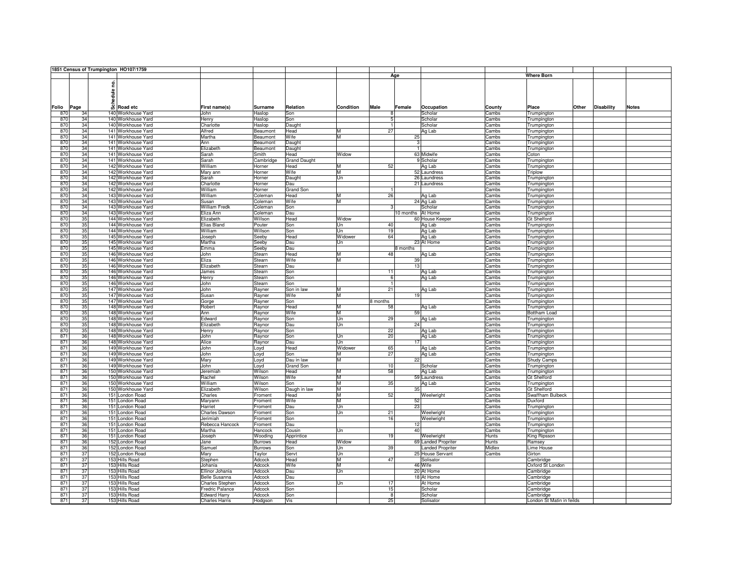**1851 Census of Trumpington HO107/1759**

| Folio | Page | Schedule no. | Road etc | First name(s) | Surname | Relation | Condition | Age | | Occupation | Where Born | | | Disability | Notes |
|---|---|---|---|---|---|---|---|---|---|---|---|---|---|---|---|
| | | | | | | | | Male | Female | | County | Place | Other | | |
| 870 | 34 | 140 | Workhouse Yard | John | Haslop | Son | | 8 | | Scholar | Cambs | Trumpington | | | |
| 870 | 34 | 140 | Workhouse Yard | Henry | Haslop | Son | | 5 | | Scholar | Cambs | Trumpington | | | |
| 870 | 34 | 140 | Workhouse Yard | Charlotte | Haslop | Daught | | 1 | | Scholar | Cambs | Trumpington | | | |
| 870 | 34 | 141 | Workhouse Yard | Alfred | Beaumont | Head | M | 27 | | Ag Lab | Cambs | Trumpington | | | |
| 870 | 34 | 141 | Workhouse Yard | Martha | Beaumont | Wife | M | | 25 | | Cambs | Trumpington | | | |
| 870 | 34 | 141 | Workhouse Yard | Ann | Beaumont | Daught | | | 3 | | Cambs | Trumpington | | | |
| 870 | 34 | 141 | Workhouse Yard | Elizabeth | Beaumont | Daught | | | 1 | | Cambs | Trumpington | | | |
| 870 | 34 | 141 | Workhouse Yard | Sarah | Smith | Head | Widow | | 63 | Midwife | Cambs | Coton | | | |
| 870 | 34 | 141 | Workhouse Yard | Sarah | Cambridge | Grand Daught | | | 9 | Scholar | Cambs | Trumpington | | | |
| 870 | 34 | 142 | Workhouse Yard | William | Horner | Head | M | 52 | | Ag Lab | Cambs | Trumpington | | | |
| 870 | 34 | 142 | Workhouse Yard | Mary ann | Horner | Wife | M | | 52 | Laundress | Cambs | Triplow | | | |
| 870 | 34 | 142 | Workhouse Yard | Sarah | Horner | Daught | Un | | 26 | Laundress | Cambs | Trumpington | | | |
| 870 | 34 | 142 | Workhouse Yard | Charlotte | Horner | Dau | | | 21 | Laundress | Cambs | Trumpington | | | |
| 870 | 34 | 142 | Workhouse Yard | William | Horner | Grand Son | | 1 | | | Cambs | Trumpington | | | |
| 870 | 34 | 143 | Workhouse Yard | William | Coleman | Head | M | 26 | | Ag Lab | Cambs | Trumpington | | | |
| 870 | 34 | 143 | Workhouse Yard | Susan | Coleman | Wife | M | | 24 | Ag Lab | Cambs | Trumpington | | | |
| 870 | 34 | 143 | Workhouse Yard | William Fredk | Coleman | Son | | 3 | | Scholar | Cambs | Trumpington | | | |
| 870 | 34 | 143 | Workhouse Yard | Eliza Ann | Coleman | Dau | | | 10 months | At Home | Cambs | Trumpington | | | |
| 870 | 35 | 144 | Workhouse Yard | Elizabeth | Willson | Head | Widow | | 60 | House Keeper | Cambs | Gt Shelford | | | |
| 870 | 35 | 144 | Workhouse Yard | Elias Bland | Pouter | Son | Un | 40 | | Ag Lab | Cambs | Trumpington | | | |
| 870 | 35 | 144 | Workhouse Yard | William | Willson | Son | Un | 19 | | Ag Lab | Cambs | Trumpington | | | |
| 870 | 35 | 145 | Workhouse Yard | Joseph | Seeby | Head | Widower | 64 | | Ag Lab | Cambs | Trumpington | | | |
| 870 | 35 | 145 | Workhouse Yard | Martha | Seeby | Dau | Un | | 23 | At Home | Cambs | Trumpington | | | |
| 870 | 35 | 145 | Workhouse Yard | Emma | Seeby | Dau | | | 8 months | | Cambs | Trumpington | | | |
| 870 | 35 | 146 | Workhouse Yard | John | Stearn | Head | M | 48 | | Ag Lab | Cambs | Trumpington | | | |
| 870 | 35 | 146 | Workhouse Yard | Eliza | Stearn | Wife | M | | 39 | | Cambs | Trumpington | | | |
| 870 | 35 | 146 | Workhouse Yard | Elizabeth | Stearn | Dau | | | 13 | | Cambs | Trumpington | | | |
| 870 | 35 | 146 | Workhouse Yard | James | Stearn | Son | | 11 | | Ag Lab | Cambs | Trumpington | | | |
| 870 | 35 | 146 | Workhouse Yard | Henry | Stearn | Son | | 6 | | Ag Lab | Cambs | Trumpington | | | |
| 870 | 35 | 146 | Workhouse Yard | John | Stearn | Son | | 1 | | | Cambs | Trumpington | | | |
| 870 | 35 | 147 | Workhouse Yard | John | Rayner | Son in law | M | 21 | | Ag Lab | Cambs | Trumpington | | | |
| 870 | 35 | 147 | Workhouse Yard | Susan | Rayner | Wife | M | | 19 | | Cambs | Trumpington | | | |
| 870 | 35 | 147 | Workhouse Yard | Gorge | Rayner | Son | | 8 months | | | Cambs | Trumpington | | | |
| 870 | 35 | 148 | Workhouse Yard | Robert | Raynor | Head | M | 58 | | Ag Lab | Cambs | Trumpington | | | |
| 870 | 35 | 148 | Workhouse Yard | Ann | Raynor | Wife | M | | 59 | | Cambs | Bottham Load | | | |
| 870 | 35 | 148 | Workhouse Yard | Edward | Raynor | Son | Un | 29 | | Ag Lab | Cambs | Trumpington | | | |
| 870 | 35 | 148 | Workhouse Yard | Elizabeth | Raynor | Dau | Un | | 24 | | Cambs | Trumpington | | | |
| 870 | 35 | 148 | Workhouse Yard | Henry | Raynor | Son | | 22 | | Ag Lab | Cambs | Trumpington | | | |
| 871 | 36 | 148 | Workhouse Yard | John | Raynor | Son | Un | 20 | | Ag Lab | Cambs | Trumpington | | | |
| 871 | 36 | 148 | Workhouse Yard | Alice | Raynor | Dau | Un | | 17 | | Cambs | Trumpington | | | |
| 871 | 36 | 149 | Workhouse Yard | John | Loyd | Head | Widower | 65 | | Ag Lab | Cambs | Trumpington | | | |
| 871 | 36 | 149 | Workhouse Yard | John | Loyd | Son | M | 27 | | Ag Lab | Cambs | Trumpington | | | |
| 871 | 36 | 149 | Workhouse Yard | Mary | Loyd | Dau in law | M | | 22 | | Cambs | Shudy Camps | | | |
| 871 | 36 | 149 | Workhouse Yard | John | Loyd | Grand Son | | 10 | | Scholar | Cambs | Trumpington | | | |
| 871 | 36 | 150 | Workhouse Yard | Jeremiah | Wilson | Head | M | 58 | | Ag Lab | Cambs | Trumpington | | | |
| 871 | 36 | 150 | Workhouse Yard | Rachel | Wilson | Wife | M | | 59 | Laundress | Cambs | Gt Shelford | | | |
| 871 | 36 | 150 | Workhouse Yard | William | Wilson | Son | M | 35 | | Ag Lab | Cambs | Trumpington | | | |
| 871 | 36 | 150 | Workhouse Yard | Elizabeth | Wilson | Daugh in law | M | | 35 | | Cambs | Gt Shelford | | | |
| 871 | 36 | 151 | London Road | Charles | Froment | Head | M | 52 | | Weelwright | Cambs | Swaffham Bulbeck | | | |
| 871 | 36 | 151 | London Road | Maryann | Froment | Wife | M | | 52 | | Cambs | Duxford | | | |
| 871 | 36 | 151 | London Road | Harriet | Froment | Dau | Un | | 23 | | Cambs | Trumpington | | | |
| 871 | 36 | 151 | London Road | Charles Dawson | Froment | Son | Un | 21 | | Weelwright | Cambs | Trumpington | | | |
| 871 | 36 | 151 | London Road | Jerimiah | Froment | Son | | 16 | | Weelwright | Cambs | Trumpington | | | |
| 871 | 36 | 151 | London Road | Rebecca Hancock | Froment | Dau | | | 12 | | Cambs | Trumpington | | | |
| 871 | 36 | 151 | London Road | Martha | Hancock | Cousin | Un | | 40 | | Cambs | Trumpington | | | |
| 871 | 36 | 151 | London Road | Joseph | Wooding | Appritice | | 19 | | Weelwright | Hunts | King Ripsson | | | |
| 871 | 36 | 152 | London Road | Jane | Burrows | Head | Widow | | 69 | Landed Propriter | Hunts | Ramsey | | | |
| 871 | 36 | 152 | London Road | Samuel | Burrows | Son | Un | 39 | | Landed Propriter | Midlex | Lime House | | | |
| 871 | 37 | 152 | London Road | Mary | Taylor | Servt | Un | | 25 | House Servant | Cambs | Girton | | | |
| 871 | 37 | 153 | Hills Road | Stephen | Adcock | Head | M | 47 | | Solisator | | Cambridge | | | |
| 871 | 37 | 153 | Hills Road | Johania | Adcock | Wife | M | | 46 | Wife | | Oxford St London | | | |
| 871 | 37 | 153 | Hills Road | Ellinor Johania | Adcock | Dau | Un | | 20 | At Home | | Cambridge | | | |
| 871 | 37 | 153 | Hills Road | Belle Susanna | Adcock | Dau | | | 18 | At Home | | Cambridge | | | |
| 871 | 37 | 153 | Hills Road | Charles Stephen | Adcock | Son | Un | 17 | | At Home | | Cambridge | | | |
| 871 | 37 | 153 | Hills Road | Fredric Palance | Adcock | Son | | 15 | | Scholar | | Cambridge | | | |
| 871 | 37 | 153 | Hills Road | Edward Harry | Adcock | Son | | 8 | | Scholar | | Cambridge | | | |
| 871 | 37 | 153 | Hills Road | Charles Harris | Hodgson | Vis | | 25 | | Solisator | | London St Matin in feilds | | | |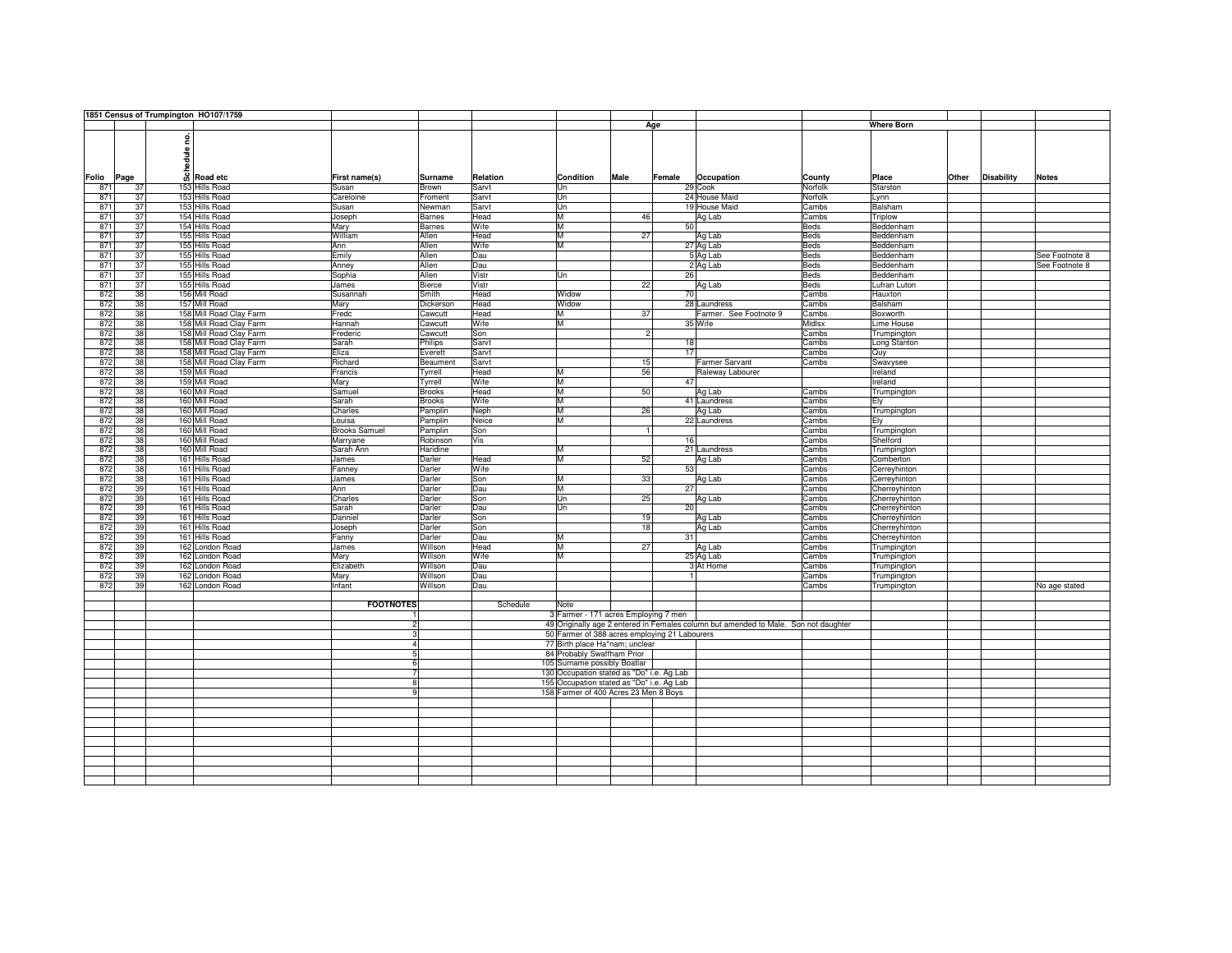# 1851 Census of Trumpington HO107/1759

| Folio | Page | Schedule no. | Road etc | First name(s) | Surname | Relation | Condition | Age Male | Age Female | Occupation | Where Born County | Where Born Place | Other | Disability | Notes |
|---|---|---|---|---|---|---|---|---|---|---|---|---|---|---|---|
| 871 | 37 | 153 | Hills Road | Susan | Brown | Sarvt | Un | | 29 | Cook | Norfolk | Starston | | | |
| 871 | 37 | 153 | Hills Road | Careloine | Froment | Sarvt | Un | | 24 | House Maid | Norfolk | Lynn | | | |
| 871 | 37 | 153 | Hills Road | Susan | Newman | Sarvt | Un | | 19 | House Maid | Cambs | Balsham | | | |
| 871 | 37 | 154 | Hills Road | Joseph | Barnes | Head | M | 46 | | Ag Lab | Cambs | Triplow | | | |
| 871 | 37 | 154 | Hills Road | Mary | Barnes | Wife | M | | 50 | | Beds | Beddenham | | | |
| 871 | 37 | 155 | Hills Road | William | Allen | Head | M | 27 | | Ag Lab | Beds | Beddenham | | | |
| 871 | 37 | 155 | Hills Road | Ann | Allen | Wife | M | | 27 | Ag Lab | Beds | Beddenham | | | |
| 871 | 37 | 155 | Hills Road | Emily | Allen | Dau | | | 5 | Ag Lab | Beds | Beddenham | | | See Footnote 8 |
| 871 | 37 | 155 | Hills Road | Anney | Allen | Dau | | | 2 | Ag Lab | Beds | Beddenham | | | See Footnote 8 |
| 871 | 37 | 155 | Hills Road | Sophia | Allen | Vistr | Un | | 26 | | Beds | Beddenham | | | |
| 871 | 37 | 155 | Hills Road | James | Bierce | Vistr | | 22 | | Ag Lab | Beds | Lufran Luton | | | |
| 872 | 38 | 156 | Mill Road | Susannah | Smith | Head | Widow | | 70 | | Cambs | Hauxton | | | |
| 872 | 38 | 157 | Mill Road | Mary | Dickerson | Head | Widow | | 28 | Laundress | Cambs | Balsham | | | |
| 872 | 38 | 158 | Mill Road Clay Farm | Fredc | Cawcutt | Head | M | 37 | | Farmer. See Footnote 9 | Cambs | Boxworth | | | |
| 872 | 38 | 158 | Mill Road Clay Farm | Hannah | Cawcutt | Wife | M | | 35 | Wife | Midlsx | Lime House | | | |
| 872 | 38 | 158 | Mill Road Clay Farm | Frederic | Cawcutt | Son | | 2 | | | Cambs | Trumpington | | | |
| 872 | 38 | 158 | Mill Road Clay Farm | Sarah | Philips | Sarvt | | | 18 | | Cambs | Long Stanton | | | |
| 872 | 38 | 158 | Mill Road Clay Farm | Eliza | Everett | Sarvt | | | 17 | | Cambs | Quy | | | |
| 872 | 38 | 158 | Mill Road Clay Farm | Richard | Beaument | Sarvt | | 15 | | Farmer Sarvant | Cambs | Swavysee | | | |
| 872 | 38 | 159 | Mill Road | Francis | Tyrrell | Head | M | 56 | | Raleway Labourer | | Ireland | | | |
| 872 | 38 | 159 | Mill Road | Mary | Tyrrell | Wife | M | | 47 | | | Ireland | | | |
| 872 | 38 | 160 | Mill Road | Samuel | Brooks | Head | M | 50 | | Ag Lab | Cambs | Trumpington | | | |
| 872 | 38 | 160 | Mill Road | Sarah | Brooks | Wife | M | | 41 | Laundress | Cambs | Ely | | | |
| 872 | 38 | 160 | Mill Road | Charles | Pamplin | Neph | M | 26 | | Ag Lab | Cambs | Trumpington | | | |
| 872 | 38 | 160 | Mill Road | Louisa | Pamplin | Neice | M | | 22 | Laundress | Cambs | Ely | | | |
| 872 | 38 | 160 | Mill Road | Brooks Samuel | Pamplin | Son | | 1 | | | Cambs | Trumpington | | | |
| 872 | 38 | 160 | Mill Road | Marryane | Robinson | Vis | | | 16 | | Cambs | Shelford | | | |
| 872 | 38 | 160 | Mill Road | Sarah Ann | Haridine | | M | | 21 | Laundress | Cambs | Trumpington | | | |
| 872 | 38 | 161 | Hills Road | James | Darler | Head | M | 52 | | Ag Lab | Cambs | Comberton | | | |
| 872 | 38 | 161 | Hills Road | Fanney | Darler | Wife | | | 53 | | Cambs | Cerreyhinton | | | |
| 872 | 38 | 161 | Hills Road | James | Darler | Son | M | 33 | | Ag Lab | Cambs | Cerreyhinton | | | |
| 872 | 39 | 161 | Hills Road | Ann | Darler | Dau | M | | 27 | | Cambs | Cherreyhinton | | | |
| 872 | 39 | 161 | Hills Road | Charles | Darler | Son | Un | 25 | | Ag Lab | Cambs | Cherreyhinton | | | |
| 872 | 39 | 161 | Hills Road | Sarah | Darler | Dau | Un | | 20 | | Cambs | Cherreyhinton | | | |
| 872 | 39 | 161 | Hills Road | Danniel | Darler | Son | | 19 | | Ag Lab | Cambs | Cherreyhinton | | | |
| 872 | 39 | 161 | Hills Road | Joseph | Darler | Son | | 18 | | Ag Lab | Cambs | Cherreyhinton | | | |
| 872 | 39 | 161 | Hills Road | Fanny | Darler | Dau | M | | 31 | | Cambs | Cherreyhinton | | | |
| 872 | 39 | 162 | London Road | James | Willson | Head | M | 27 | | Ag Lab | Cambs | Trumpington | | | |
| 872 | 39 | 162 | London Road | Mary | Willson | Wife | M | | 25 | Ag Lab | Cambs | Trumpington | | | |
| 872 | 39 | 162 | London Road | Elizabeth | Willson | Dau | | | 3 | At Home | Cambs | Trumpington | | | |
| 872 | 39 | 162 | London Road | Mary | Willson | Dau | | | 1 | | Cambs | Trumpington | | | |
| 872 | 39 | 162 | London Road | Infant | Willson | Dau | | | | | Cambs | Trumpington | | | No age stated |

**FOOTNOTES**

| Footnote | Schedule | Note |
|---|---|---|
| 1 | 3 | Farmer - 171 acres Employing 7 men |
| 2 | 49 | Originally age 2 entered in Females column but amended to Male. Son not daughter |
| 3 | 50 | Farmer of 388 acres employing 21 Labourers |
| 4 | 77 | Birth place Ha"nam; unclear |
| 5 | 84 | Probably Swaffham Prior |
| 6 | 105 | Surname possibly Boatlar |
| 7 | 130 | Occupation stated as "Do" i.e. Ag Lab |
| 8 | 155 | Occupation stated as "Do" i.e. Ag Lab |
| 9 | 158 | Farmer of 400 Acres 23 Men 8 Boys |